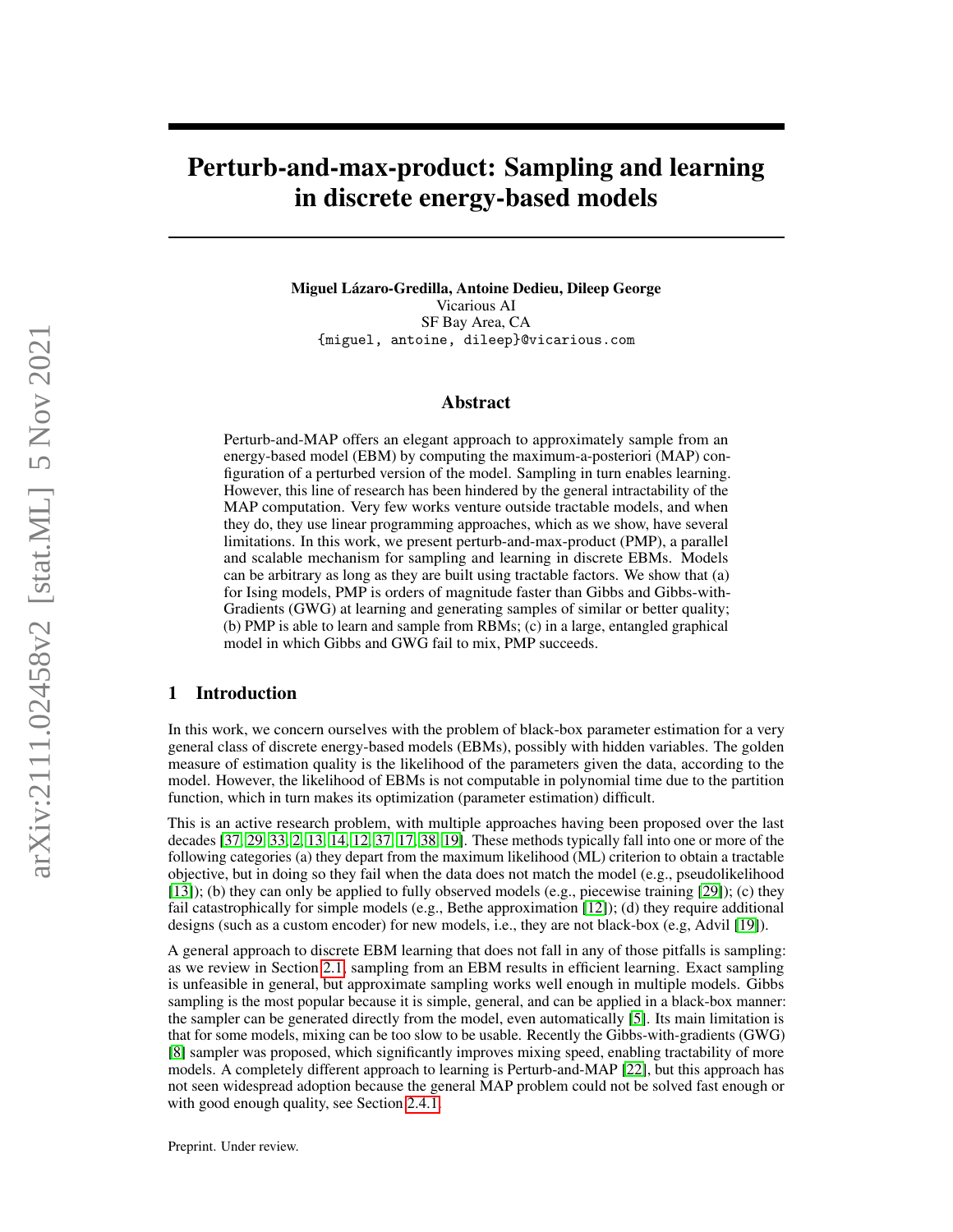# Perturb-and-max-product: Sampling and learning in discrete energy-based models

**Miguel Lázaro-Gredilla, Antoine Dedieu, Dileep George**
Vicarious AI
SF Bay Area, CA
{miguel, antoine, dileep}@vicarious.com

## Abstract

Perturb-and-MAP offers an elegant approach to approximately sample from an energy-based model (EBM) by computing the maximum-a-posteriori (MAP) configuration of a perturbed version of the model. Sampling in turn enables learning. However, this line of research has been hindered by the general intractability of the MAP computation. Very few works venture outside tractable models, and when they do, they use linear programming approaches, which as we show, have several limitations. In this work, we present perturb-and-max-product (PMP), a parallel and scalable mechanism for sampling and learning in discrete EBMs. Models can be arbitrary as long as they are built using tractable factors. We show that (a) for Ising models, PMP is orders of magnitude faster than Gibbs and Gibbs-with-Gradients (GWG) at learning and generating samples of similar or better quality; (b) PMP is able to learn and sample from RBMs; (c) in a large, entangled graphical model in which Gibbs and GWG fail to mix, PMP succeeds.

## 1 Introduction

In this work, we concern ourselves with the problem of black-box parameter estimation for a very general class of discrete energy-based models (EBMs), possibly with hidden variables. The golden measure of estimation quality is the likelihood of the parameters given the data, according to the model. However, the likelihood of EBMs is not computable in polynomial time due to the partition function, which in turn makes its optimization (parameter estimation) difficult.

This is an active research problem, with multiple approaches having been proposed over the last decades [37, 29, 33, 2, 13, 14, 12, 37, 17, 38, 19]. These methods typically fall into one or more of the following categories (a) they depart from the maximum likelihood (ML) criterion to obtain a tractable objective, but in doing so they fail when the data does not match the model (e.g., pseudolikelihood [13]); (b) they can only be applied to fully observed models (e.g., piecewise training [29]); (c) they fail catastrophically for simple models (e.g., Bethe approximation [12]); (d) they require additional designs (such as a custom encoder) for new models, i.e., they are not black-box (e.g, Advil [19]).

A general approach to discrete EBM learning that does not fall in any of those pitfalls is sampling: as we review in Section 2.1, sampling from an EBM results in efficient learning. Exact sampling is unfeasible in general, but approximate sampling works well enough in multiple models. Gibbs sampling is the most popular because it is simple, general, and can be applied in a black-box manner: the sampler can be generated directly from the model, even automatically [5]. Its main limitation is that for some models, mixing can be too slow to be usable. Recently the Gibbs-with-gradients (GWG) [8] sampler was proposed, which significantly improves mixing speed, enabling tractability of more models. A completely different approach to learning is Perturb-and-MAP [22], but this approach has not seen widespread adoption because the general MAP problem could not be solved fast enough or with good enough quality, see Section 2.4.1.

Preprint. Under review.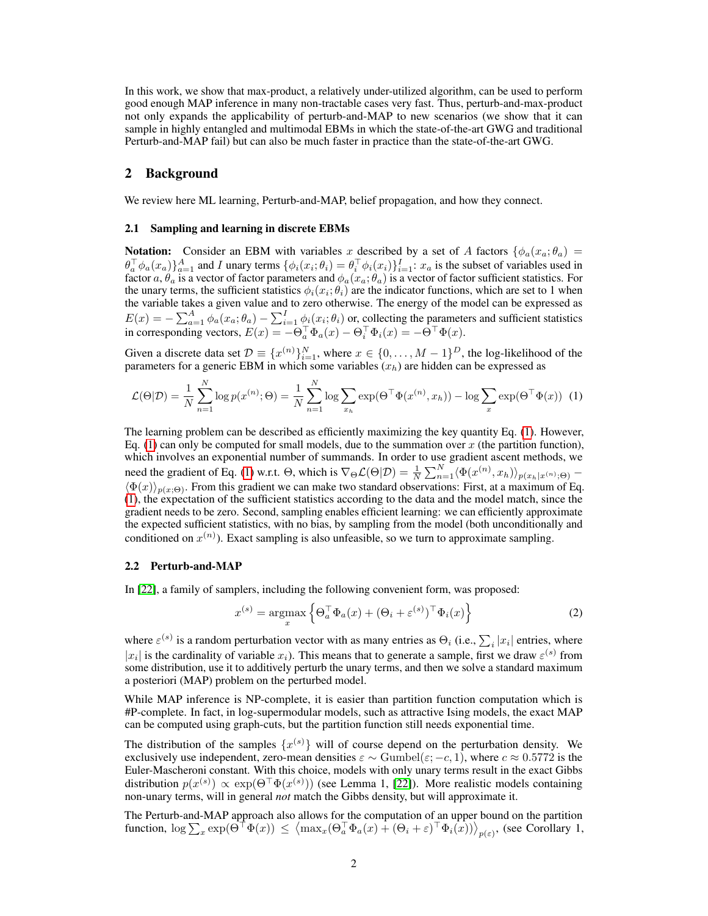In this work, we show that max-product, a relatively under-utilized algorithm, can be used to perform good enough MAP inference in many non-tractable cases very fast. Thus, perturb-and-max-product not only expands the applicability of perturb-and-MAP to new scenarios (we show that it can sample in highly entangled and multimodal EBMs in which the state-of-the-art GWG and traditional Perturb-and-MAP fail) but can also be much faster in practice than the state-of-the-art GWG.

## 2 Background

We review here ML learning, Perturb-and-MAP, belief propagation, and how they connect.

### 2.1 Sampling and learning in discrete EBMs

**Notation:** Consider an EBM with variables $x$ described by a set of $A$ factors $\{\phi_a(x_a;\theta_a) = \theta_a^\top \phi_a(x_a)\}_{a=1}^A$ and $I$ unary terms $\{\phi_i(x_i;\theta_i) = \theta_i^\top \phi_i(x_i)\}_{i=1}^I$: $x_a$ is the subset of variables used in factor $a$, $\theta_a$ is a vector of factor parameters and $\phi_a(x_a;\theta_a)$ is a vector of factor sufficient statistics. For the unary terms, the sufficient statistics $\phi_i(x_i;\theta_i)$ are the indicator functions, which are set to 1 when the variable takes a given value and to zero otherwise. The energy of the model can be expressed as $E(x) = -\sum_{a=1}^A \phi_a(x_a;\theta_a) - \sum_{i=1}^I \phi_i(x_i;\theta_i)$ or, collecting the parameters and sufficient statistics in corresponding vectors, $E(x) = -\Theta_a^\top \Phi_a(x) - \Theta_i^\top \Phi_i(x) = -\Theta^\top \Phi(x)$.

Given a discrete data set $\mathcal{D} \equiv \{x^{(n)}\}_{i=1}^N$, where $x \in \{0, \ldots, M-1\}^D$, the log-likelihood of the parameters for a generic EBM in which some variables ($x_h$) are hidden can be expressed as

$$\mathcal{L}(\Theta|\mathcal{D}) = \frac{1}{N}\sum_{n=1}^N \log p(x^{(n)};\Theta) = \frac{1}{N}\sum_{n=1}^N \log \sum_{x_h} \exp(\Theta^\top \Phi(x^{(n)}, x_h)) - \log \sum_x \exp(\Theta^\top \Phi(x)) \quad (1)$$

The learning problem can be described as efficiently maximizing the key quantity Eq. (1). However, Eq. (1) can only be computed for small models, due to the summation over $x$ (the partition function), which involves an exponential number of summands. In order to use gradient ascent methods, we need the gradient of Eq. (1) w.r.t. $\Theta$, which is $\nabla_\Theta \mathcal{L}(\Theta|\mathcal{D}) = \frac{1}{N}\sum_{n=1}^N \langle \Phi(x^{(n)}, x_h)\rangle_{p(x_h|x^{(n)};\Theta)} - \langle \Phi(x)\rangle_{p(x;\Theta)}$. From this gradient we can make two standard observations: First, at a maximum of Eq. (1), the expectation of the sufficient statistics according to the data and the model match, since the gradient needs to be zero. Second, sampling enables efficient learning: we can efficiently approximate the expected sufficient statistics, with no bias, by sampling from the model (both unconditionally and conditioned on $x^{(n)}$). Exact sampling is also unfeasible, so we turn to approximate sampling.

### 2.2 Perturb-and-MAP

In [22], a family of samplers, including the following convenient form, was proposed:

$$x^{(s)} = \operatorname*{argmax}_x \left\{ \Theta_a^\top \Phi_a(x) + (\Theta_i + \varepsilon^{(s)})^\top \Phi_i(x) \right\} \quad (2)$$

where $\varepsilon^{(s)}$ is a random perturbation vector with as many entries as $\Theta_i$ (i.e., $\sum_i |x_i|$ entries, where $|x_i|$ is the cardinality of variable $x_i$). This means that to generate a sample, first we draw $\varepsilon^{(s)}$ from some distribution, use it to additively perturb the unary terms, and then we solve a standard maximum a posteriori (MAP) problem on the perturbed model.

While MAP inference is NP-complete, it is easier than partition function computation which is #P-complete. In fact, in log-supermodular models, such as attractive Ising models, the exact MAP can be computed using graph-cuts, but the partition function still needs exponential time.

The distribution of the samples $\{x^{(s)}\}$ will of course depend on the perturbation density. We exclusively use independent, zero-mean densities $\varepsilon \sim \text{Gumbel}(\varepsilon; -c, 1)$, where $c \approx 0.5772$ is the Euler-Mascheroni constant. With this choice, models with only unary terms result in the exact Gibbs distribution $p(x^{(s)}) \propto \exp(\Theta^\top \Phi(x^{(s)}))$ (see Lemma 1, [22]). More realistic models containing non-unary terms, will in general *not* match the Gibbs density, but will approximate it.

The Perturb-and-MAP approach also allows for the computation of an upper bound on the partition function, $\log \sum_x \exp(\Theta^\top \Phi(x)) \leq \left\langle \max_x (\Theta_a^\top \Phi_a(x) + (\Theta_i + \varepsilon)^\top \Phi_i(x)) \right\rangle_{p(\varepsilon)}$, (see Corollary 1,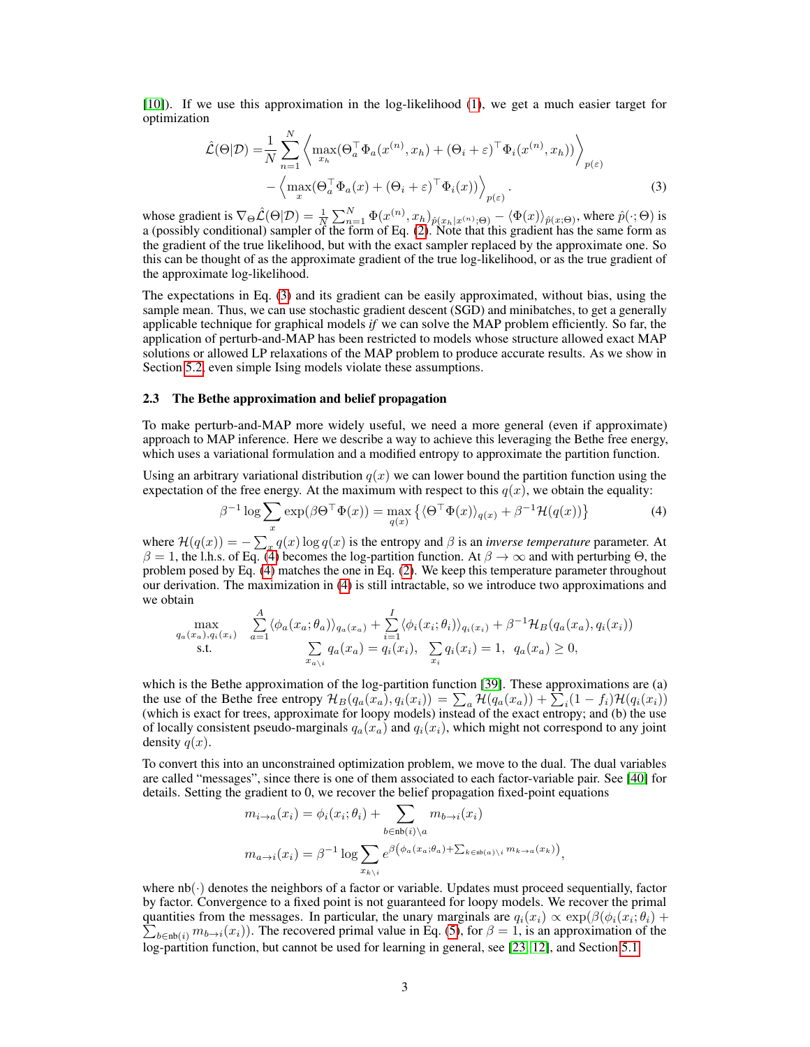[10]). If we use this approximation in the log-likelihood (1), we get a much easier target for optimization

$$
\begin{aligned}
\hat{\mathcal{L}}(\Theta|\mathcal{D}) =& \frac{1}{N}\sum_{n=1}^{N}\left\langle \max_{x_h}(\Theta_a^\top \Phi_a(x^{(n)}, x_h) + (\Theta_i + \varepsilon)^\top \Phi_i(x^{(n)}, x_h)) \right\rangle_{p(\varepsilon)} \\
&- \left\langle \max_{x}(\Theta_a^\top \Phi_a(x) + (\Theta_i + \varepsilon)^\top \Phi_i(x)) \right\rangle_{p(\varepsilon)}.
\end{aligned} \tag{3}
$$

whose gradient is $\nabla_\Theta \hat{\mathcal{L}}(\Theta|\mathcal{D}) = \frac{1}{N}\sum_{n=1}^{N} \Phi(x^{(n)}, x_h)_{\hat{p}(x_h|x^{(n)};\Theta)} - \langle \Phi(x) \rangle_{\hat{p}(x;\Theta)}$, where $\hat{p}(\cdot;\Theta)$ is a (possibly conditional) sampler of the form of Eq. (2). Note that this gradient has the same form as the gradient of the true likelihood, but with the exact sampler replaced by the approximate one. So this can be thought of as the approximate gradient of the true log-likelihood, or as the true gradient of the approximate log-likelihood.

The expectations in Eq. (3) and its gradient can be easily approximated, without bias, using the sample mean. Thus, we can use stochastic gradient descent (SGD) and minibatches, to get a generally applicable technique for graphical models *if* we can solve the MAP problem efficiently. So far, the application of perturb-and-MAP has been restricted to models whose structure allowed exact MAP solutions or allowed LP relaxations of the MAP problem to produce accurate results. As we show in Section 5.2, even simple Ising models violate these assumptions.

### 2.3 The Bethe approximation and belief propagation

To make perturb-and-MAP more widely useful, we need a more general (even if approximate) approach to MAP inference. Here we describe a way to achieve this leveraging the Bethe free energy, which uses a variational formulation and a modified entropy to approximate the partition function.

Using an arbitrary variational distribution $q(x)$ we can lower bound the partition function using the expectation of the free energy. At the maximum with respect to this $q(x)$, we obtain the equality:

$$
\beta^{-1}\log\sum_x \exp(\beta\Theta^\top\Phi(x)) = \max_{q(x)}\left\{\langle\Theta^\top\Phi(x)\rangle_{q(x)} + \beta^{-1}\mathcal{H}(q(x))\right\} \tag{4}
$$

where $\mathcal{H}(q(x)) = -\sum_x q(x)\log q(x)$ is the entropy and $\beta$ is an *inverse temperature* parameter. At $\beta = 1$, the l.h.s. of Eq. (4) becomes the log-partition function. At $\beta \to \infty$ and with perturbing $\Theta$, the problem posed by Eq. (4) matches the one in Eq. (2). We keep this temperature parameter throughout our derivation. The maximization in (4) is still intractable, so we introduce two approximations and we obtain

$$
\begin{aligned}
\max_{q_a(x_a), q_i(x_i)} \quad & \sum_{a=1}^{A}\langle\phi_a(x_a;\theta_a)\rangle_{q_a(x_a)} + \sum_{i=1}^{I}\langle\phi_i(x_i;\theta_i)\rangle_{q_i(x_i)} + \beta^{-1}\mathcal{H}_B(q_a(x_a), q_i(x_i)) \\
\text{s.t.} \quad & \sum_{x_{a\setminus i}} q_a(x_a) = q_i(x_i), \;\; \sum_{x_i} q_i(x_i) = 1, \;\; q_a(x_a) \geq 0,
\end{aligned}
$$

which is the Bethe approximation of the log-partition function [39]. These approximations are (a) the use of the Bethe free entropy $\mathcal{H}_B(q_a(x_a), q_i(x_i)) = \sum_a \mathcal{H}(q_a(x_a)) + \sum_i (1 - f_i)\mathcal{H}(q_i(x_i))$ (which is exact for trees, approximate for loopy models) instead of the exact entropy; and (b) the use of locally consistent pseudo-marginals $q_a(x_a)$ and $q_i(x_i)$, which might not correspond to any joint density $q(x)$.

To convert this into an unconstrained optimization problem, we move to the dual. The dual variables are called "messages", since there is one of them associated to each factor-variable pair. See [40] for details. Setting the gradient to 0, we recover the belief propagation fixed-point equations

$$
\begin{aligned}
m_{i\to a}(x_i) &= \phi_i(x_i;\theta_i) + \sum_{b\in\text{nb}(i)\setminus a} m_{b\to i}(x_i) \\
m_{a\to i}(x_i) &= \beta^{-1}\log\sum_{x_{k\setminus i}} e^{\beta\left(\phi_a(x_a;\theta_a) + \sum_{k\in\text{nb}(a)\setminus i} m_{k\to a}(x_k)\right)},
\end{aligned}
$$

where $\text{nb}(\cdot)$ denotes the neighbors of a factor or variable. Updates must proceed sequentially, factor by factor. Convergence to a fixed point is not guaranteed for loopy models. We recover the primal quantities from the messages. In particular, the unary marginals are $q_i(x_i) \propto \exp(\beta(\phi_i(x_i;\theta_i) + \sum_{b\in\text{nb}(i)} m_{b\to i}(x_i))$. The recovered primal value in Eq. (5), for $\beta = 1$, is an approximation of the log-partition function, but cannot be used for learning in general, see [23, 12], and Section 5.1.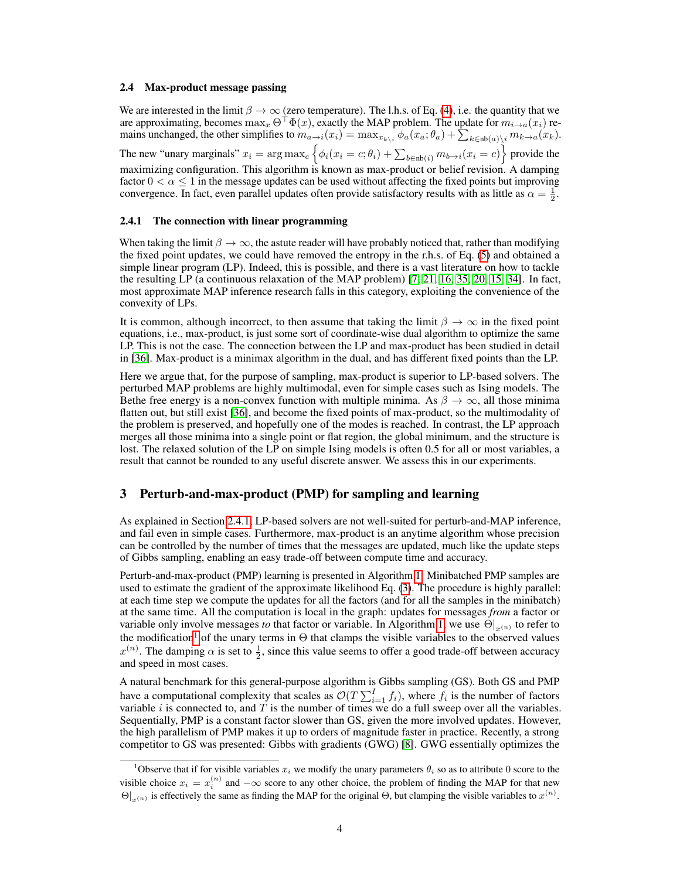### 2.4 Max-product message passing

We are interested in the limit $\beta \to \infty$ (zero temperature). The l.h.s. of Eq. (4), i.e. the quantity that we are approximating, becomes $\max_x \Theta^\top \Phi(x)$, exactly the MAP problem. The update for $m_{i \to a}(x_i)$ remains unchanged, the other simplifies to $m_{a \to i}(x_i) = \max_{x_{k \setminus i}} \phi_a(x_a; \theta_a) + \sum_{k \in \text{nb}(a) \setminus i} m_{k \to a}(x_k)$. The new "unary marginals" $x_i = \arg\max_c \left\{ \phi_i(x_i = c; \theta_i) + \sum_{b \in \text{nb}(i)} m_{b \to i}(x_i = c) \right\}$ provide the maximizing configuration. This algorithm is known as max-product or belief revision. A damping factor $0 < \alpha \leq 1$ in the message updates can be used without affecting the fixed points but improving convergence. In fact, even parallel updates often provide satisfactory results with as little as $\alpha = \frac{1}{2}$.

#### 2.4.1 The connection with linear programming

When taking the limit $\beta \to \infty$, the astute reader will have probably noticed that, rather than modifying the fixed point updates, we could have removed the entropy in the r.h.s. of Eq. (5) and obtained a simple linear program (LP). Indeed, this is possible, and there is a vast literature on how to tackle the resulting LP (a continuous relaxation of the MAP problem) [7, 21, 16, 35, 20, 15, 34]. In fact, most approximate MAP inference research falls in this category, exploiting the convenience of the convexity of LPs.

It is common, although incorrect, to then assume that taking the limit $\beta \to \infty$ in the fixed point equations, i.e., max-product, is just some sort of coordinate-wise dual algorithm to optimize the same LP. This is not the case. The connection between the LP and max-product has been studied in detail in [36]. Max-product is a minimax algorithm in the dual, and has different fixed points than the LP.

Here we argue that, for the purpose of sampling, max-product is superior to LP-based solvers. The perturbed MAP problems are highly multimodal, even for simple cases such as Ising models. The Bethe free energy is a non-convex function with multiple minima. As $\beta \to \infty$, all those minima flatten out, but still exist [36], and become the fixed points of max-product, so the multimodality of the problem is preserved, and hopefully one of the modes is reached. In contrast, the LP approach merges all those minima into a single point or flat region, the global minimum, and the structure is lost. The relaxed solution of the LP on simple Ising models is often 0.5 for all or most variables, a result that cannot be rounded to any useful discrete answer. We assess this in our experiments.

## 3 Perturb-and-max-product (PMP) for sampling and learning

As explained in Section 2.4.1, LP-based solvers are not well-suited for perturb-and-MAP inference, and fail even in simple cases. Furthermore, max-product is an anytime algorithm whose precision can be controlled by the number of times that the messages are updated, much like the update steps of Gibbs sampling, enabling an easy trade-off between compute time and accuracy.

Perturb-and-max-product (PMP) learning is presented in Algorithm 1. Minibatched PMP samples are used to estimate the gradient of the approximate likelihood Eq. (3). The procedure is highly parallel: at each time step we compute the updates for all the factors (and for all the samples in the minibatch) at the same time. All the computation is local in the graph: updates for messages *from* a factor or variable only involve messages *to* that factor or variable. In Algorithm 1, we use $\Theta|_{x^{(n)}}$ to refer to the modification[1] of the unary terms in $\Theta$ that clamps the visible variables to the observed values $x^{(n)}$. The damping $\alpha$ is set to $\frac{1}{2}$, since this value seems to offer a good trade-off between accuracy and speed in most cases.

A natural benchmark for this general-purpose algorithm is Gibbs sampling (GS). Both GS and PMP have a computational complexity that scales as $\mathcal{O}(T \sum_{i=1}^{I} f_i)$, where $f_i$ is the number of factors variable $i$ is connected to, and $T$ is the number of times we do a full sweep over all the variables. Sequentially, PMP is a constant factor slower than GS, given the more involved updates. However, the high parallelism of PMP makes it up to orders of magnitude faster in practice. Recently, a strong competitor to GS was presented: Gibbs with gradients (GWG) [8]. GWG essentially optimizes the

[1] Observe that if for visible variables $x_i$ we modify the unary parameters $\theta_i$ so as to attribute 0 score to the visible choice $x_i = x_i^{(n)}$ and $-\infty$ score to any other choice, the problem of finding the MAP for that new $\Theta|_{x^{(n)}}$ is effectively the same as finding the MAP for the original $\Theta$, but clamping the visible variables to $x^{(n)}$.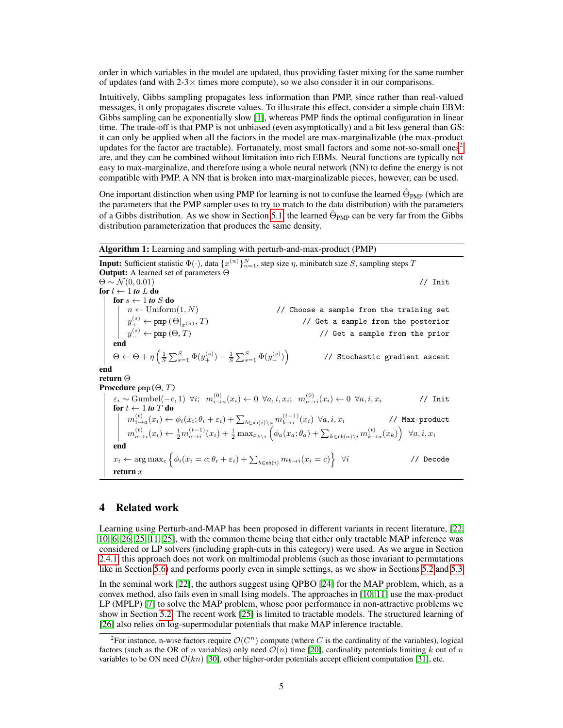order in which variables in the model are updated, thus providing faster mixing for the same number of updates (and with 2-3× times more compute), so we also consider it in our comparisons.

Intuitively, Gibbs sampling propagates less information than PMP, since rather than real-valued messages, it only propagates discrete values. To illustrate this effect, consider a simple chain EBM: Gibbs sampling can be exponentially slow [1], whereas PMP finds the optimal configuration in linear time. The trade-off is that PMP is not unbiased (even asymptotically) and a bit less general than GS: it can only be applied when all the factors in the model are max-marginalizable (the max-product updates for the factor are tractable). Fortunately, most small factors and some not-so-small ones[2] are, and they can be combined without limitation into rich EBMs. Neural functions are typically not easy to max-marginalize, and therefore using a whole neural network (NN) to define the energy is not compatible with PMP. A NN that is broken into max-marginalizable pieces, however, can be used.

One important distinction when using PMP for learning is not to confuse the learned $\hat{\Theta}_{\text{PMP}}$ (which are the parameters that the PMP sampler uses to try to match to the data distribution) with the parameters of a Gibbs distribution. As we show in Section 5.1, the learned $\hat{\Theta}_{\text{PMP}}$ can be very far from the Gibbs distribution parameterization that produces the same density.

**Algorithm 1:** Learning and sampling with perturb-and-max-product (PMP)

**Input:** Sufficient statistic $\Phi(\cdot)$, data $\{x^{(n)}\}_{n=1}^{N}$, step size $\eta$, minibatch size $S$, sampling steps $T$
**Output:** A learned set of parameters $\Theta$

$\Theta \sim \mathcal{N}(0, 0.01)$ // Init
**for** $l \leftarrow 1$ ***to*** $L$ **do**
  **for** $s \leftarrow 1$ ***to*** $S$ **do**
    $n \leftarrow \text{Uniform}(1, N)$ // Choose a sample from the training set
    $y_+^{(s)} \leftarrow \texttt{pmp}\left(\Theta|_{x^{(n)}}, T\right)$ // Get a sample from the posterior
    $y_-^{(s)} \leftarrow \texttt{pmp}\left(\Theta, T\right)$ // Get a sample from the prior
  **end**
  $\Theta \leftarrow \Theta + \eta \left( \frac{1}{S} \sum_{s=1}^{S} \Phi(y_+^{(s)}) - \frac{1}{S} \sum_{s=1}^{S} \Phi(y_-^{(s)}) \right)$ // Stochastic gradient ascent
**end**
**return** $\Theta$

**Procedure** `pmp`$(\Theta, T)$
  $\varepsilon_i \sim \text{Gumbel}(-c, 1)\ \forall i;\ \ m_{i \to a}^{(0)}(x_i) \leftarrow 0\ \forall a, i, x_i;\ \ m_{a \to i}^{(0)}(x_i) \leftarrow 0\ \forall a, i, x_i$ // Init
  **for** $t \leftarrow 1$ ***to*** $T$ **do**
    $m_{i \to a}^{(t)}(x_i) \leftarrow \phi_i(x_i; \theta_i + \varepsilon_i) + \sum_{b \in \text{nb}(i) \setminus a} m_{b \to i}^{(t-1)}(x_i)\ \ \forall a, i, x_i$ // Max-product
    $m_{a \to i}^{(t)}(x_i) \leftarrow \frac{1}{2} m_{a \to i}^{(t-1)}(x_i) + \frac{1}{2} \max_{x_{k \setminus i}} \left( \phi_a(x_a; \theta_a) + \sum_{k \in \text{nb}(a) \setminus i} m_{k \to a}^{(t)}(x_k) \right)\ \ \forall a, i, x_i$
  **end**
  $x_i \leftarrow \arg\max_c \left\{ \phi_i(x_i = c; \theta_i + \varepsilon_i) + \sum_{b \in \text{nb}(i)} m_{b \to i}(x_i = c) \right\}\ \ \forall i$ // Decode
  **return** $x$

# 4 Related work

Learning using Perturb-and-MAP has been proposed in different variants in recent literature, [22, 10, 6, 26, 25, 11, 25], with the common theme being that either only tractable MAP inference was considered or LP solvers (including graph-cuts in this category) were used. As we argue in Section 2.4.1, this approach does not work on multimodal problems (such as those invariant to permutations like in Section 5.6) and performs poorly even in simple settings, as we show in Sections 5.2 and 5.3.

In the seminal work [22], the authors suggest using QPBO [24] for the MAP problem, which, as a convex method, also fails even in small Ising models. The approaches in [10, 11] use the max-product LP (MPLP) [7] to solve the MAP problem, whose poor performance in non-attractive problems we show in Section 5.2. The recent work [25] is limited to tractable models. The structured learning of [26] also relies on log-supermodular potentials that make MAP inference tractable.

[2]For instance, n-wise factors require $\mathcal{O}(C^n)$ compute (where $C$ is the cardinality of the variables), logical factors (such as the OR of $n$ variables) only need $\mathcal{O}(n)$ time [20], cardinality potentials limiting $k$ out of $n$ variables to be ON need $\mathcal{O}(kn)$ [30], other higher-order potentials accept efficient computation [31], etc.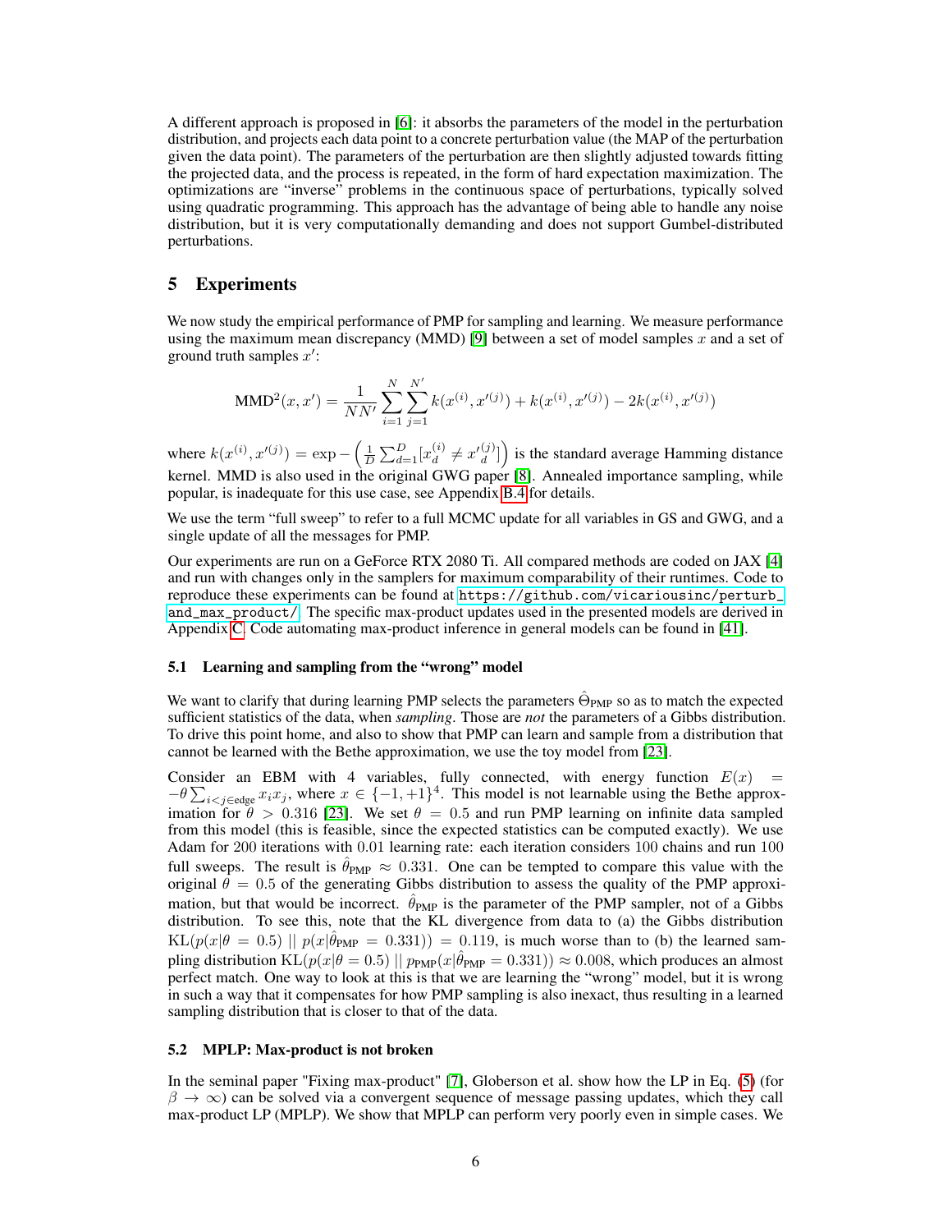A different approach is proposed in [6]: it absorbs the parameters of the model in the perturbation distribution, and projects each data point to a concrete perturbation value (the MAP of the perturbation given the data point). The parameters of the perturbation are then slightly adjusted towards fitting the projected data, and the process is repeated, in the form of hard expectation maximization. The optimizations are "inverse" problems in the continuous space of perturbations, typically solved using quadratic programming. This approach has the advantage of being able to handle any noise distribution, but it is very computationally demanding and does not support Gumbel-distributed perturbations.

# 5 Experiments

We now study the empirical performance of PMP for sampling and learning. We measure performance using the maximum mean discrepancy (MMD) [9] between a set of model samples $x$ and a set of ground truth samples $x'$:

$$\mathrm{MMD}^2(x, x') = \frac{1}{NN'} \sum_{i=1}^{N} \sum_{j=1}^{N'} k(x^{(i)}, x'^{(j)}) + k(x^{(i)}, x'^{(j)}) - 2k(x^{(i)}, x'^{(j)})$$

where $k(x^{(i)}, x'^{(j)}) = \exp - \left( \frac{1}{D} \sum_{d=1}^{D} [x_d^{(i)} \neq x'^{(j)}_d] \right)$ is the standard average Hamming distance kernel. MMD is also used in the original GWG paper [8]. Annealed importance sampling, while popular, is inadequate for this use case, see Appendix B.4 for details.

We use the term "full sweep" to refer to a full MCMC update for all variables in GS and GWG, and a single update of all the messages for PMP.

Our experiments are run on a GeForce RTX 2080 Ti. All compared methods are coded on JAX [4] and run with changes only in the samplers for maximum comparability of their runtimes. Code to reproduce these experiments can be found at https://github.com/vicariousinc/perturb_and_max_product/. The specific max-product updates used in the presented models are derived in Appendix C. Code automating max-product inference in general models can be found in [41].

## 5.1 Learning and sampling from the "wrong" model

We want to clarify that during learning PMP selects the parameters $\hat{\Theta}_{\text{PMP}}$ so as to match the expected sufficient statistics of the data, when *sampling*. Those are *not* the parameters of a Gibbs distribution. To drive this point home, and also to show that PMP can learn and sample from a distribution that cannot be learned with the Bethe approximation, we use the toy model from [23].

Consider an EBM with 4 variables, fully connected, with energy function $E(x) = -\theta \sum_{i<j \in \text{edge}} x_i x_j$, where $x \in \{-1, +1\}^4$. This model is not learnable using the Bethe approximation for $\theta > 0.316$ [23]. We set $\theta = 0.5$ and run PMP learning on infinite data sampled from this model (this is feasible, since the expected statistics can be computed exactly). We use Adam for 200 iterations with 0.01 learning rate: each iteration considers 100 chains and run 100 full sweeps. The result is $\hat{\theta}_{\text{PMP}} \approx 0.331$. One can be tempted to compare this value with the original $\theta = 0.5$ of the generating Gibbs distribution to assess the quality of the PMP approximation, but that would be incorrect. $\hat{\theta}_{\text{PMP}}$ is the parameter of the PMP sampler, not of a Gibbs distribution. To see this, note that the KL divergence from data to (a) the Gibbs distribution $\mathrm{KL}(p(x|\theta = 0.5) \; || \; p(x|\hat{\theta}_{\text{PMP}} = 0.331)) = 0.119$, is much worse than to (b) the learned sampling distribution $\mathrm{KL}(p(x|\theta = 0.5) \; || \; p_{\text{PMP}}(x|\hat{\theta}_{\text{PMP}} = 0.331)) \approx 0.008$, which produces an almost perfect match. One way to look at this is that we are learning the "wrong" model, but it is wrong in such a way that it compensates for how PMP sampling is also inexact, thus resulting in a learned sampling distribution that is closer to that of the data.

## 5.2 MPLP: Max-product is not broken

In the seminal paper "Fixing max-product" [7], Globerson et al. show how the LP in Eq. (5) (for $\beta \to \infty$) can be solved via a convergent sequence of message passing updates, which they call max-product LP (MPLP). We show that MPLP can perform very poorly in simple cases. We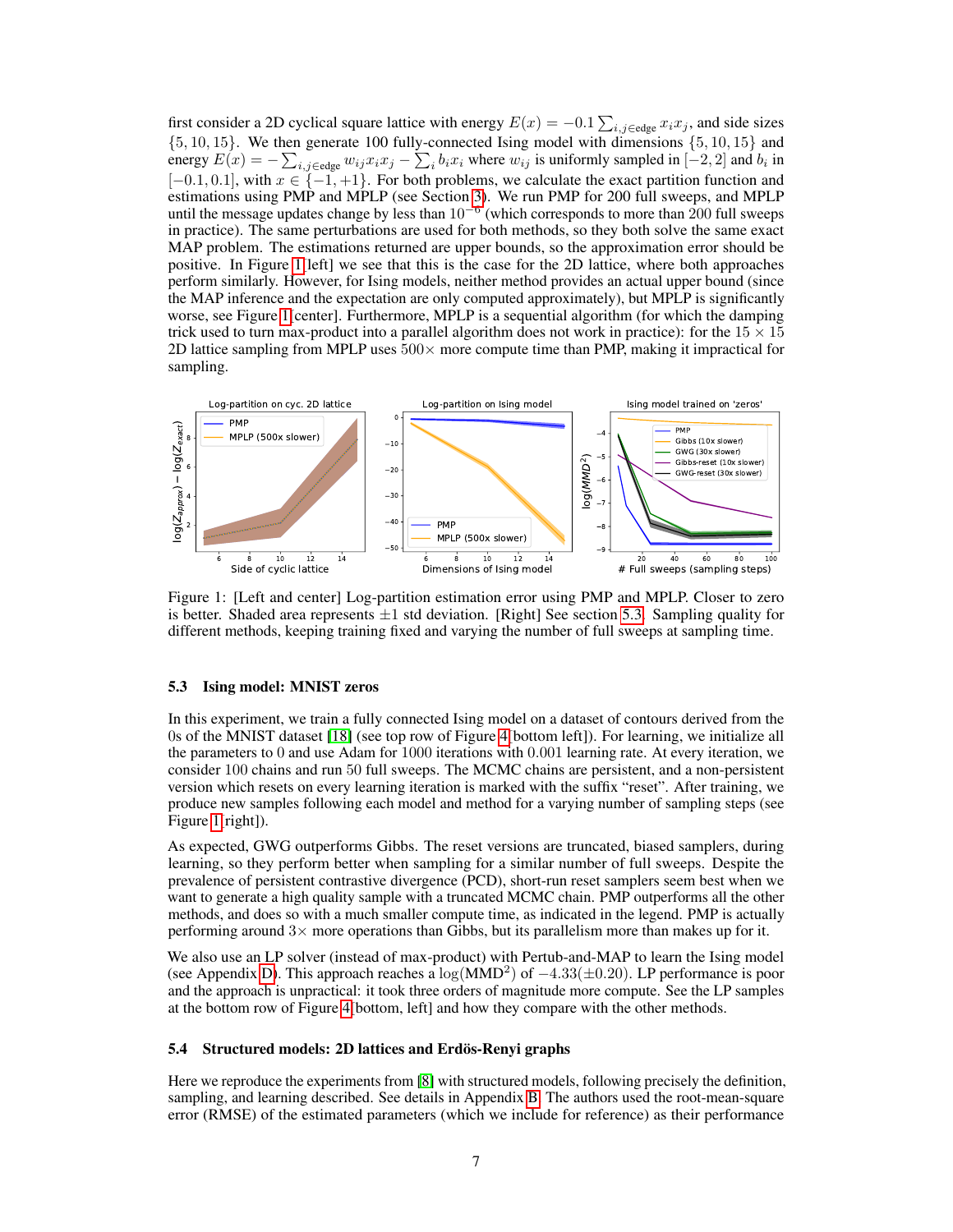first consider a 2D cyclical square lattice with energy $E(x) = -0.1 \sum_{i,j \in \text{edge}} x_i x_j$, and side sizes $\{5, 10, 15\}$. We then generate 100 fully-connected Ising model with dimensions $\{5, 10, 15\}$ and energy $E(x) = -\sum_{i,j \in \text{edge}} w_{ij} x_i x_j - \sum_i b_i x_i$ where $w_{ij}$ is uniformly sampled in $[-2, 2]$ and $b_i$ in $[-0.1, 0.1]$, with $x \in \{-1, +1\}$. For both problems, we calculate the exact partition function and estimations using PMP and MPLP (see Section 3). We run PMP for 200 full sweeps, and MPLP until the message updates change by less than $10^{-6}$ (which corresponds to more than 200 full sweeps in practice). The same perturbations are used for both methods, so they both solve the same exact MAP problem. The estimations returned are upper bounds, so the approximation error should be positive. In Figure 1[left] we see that this is the case for the 2D lattice, where both approaches perform similarly. However, for Ising models, neither method provides an actual upper bound (since the MAP inference and the expectation are only computed approximately), but MPLP is significantly worse, see Figure 1[center]. Furthermore, MPLP is a sequential algorithm (for which the damping trick used to turn max-product into a parallel algorithm does not work in practice): for the $15 \times 15$ 2D lattice sampling from MPLP uses $500\times$ more compute time than PMP, making it impractical for sampling.

Figure 1: [Left and center] Log-partition estimation error using PMP and MPLP. Closer to zero is better. Shaded area represents $\pm 1$ std deviation. [Right] See section 5.3. Sampling quality for different methods, keeping training fixed and varying the number of full sweeps at sampling time.

### 5.3 Ising model: MNIST zeros

In this experiment, we train a fully connected Ising model on a dataset of contours derived from the 0s of the MNIST dataset [18] (see top row of Figure 4[bottom left]). For learning, we initialize all the parameters to 0 and use Adam for 1000 iterations with 0.001 learning rate. At every iteration, we consider 100 chains and run 50 full sweeps. The MCMC chains are persistent, and a non-persistent version which resets on every learning iteration is marked with the suffix "reset". After training, we produce new samples following each model and method for a varying number of sampling steps (see Figure 1[right]).

As expected, GWG outperforms Gibbs. The reset versions are truncated, biased samplers, during learning, so they perform better when sampling for a similar number of full sweeps. Despite the prevalence of persistent contrastive divergence (PCD), short-run reset samplers seem best when we want to generate a high quality sample with a truncated MCMC chain. PMP outperforms all the other methods, and does so with a much smaller compute time, as indicated in the legend. PMP is actually performing around $3\times$ more operations than Gibbs, but its parallelism more than makes up for it.

We also use an LP solver (instead of max-product) with Pertub-and-MAP to learn the Ising model (see Appendix D). This approach reaches a $\log(\text{MMD}^2)$ of $-4.33(\pm 0.20)$. LP performance is poor and the approach is unpractical: it took three orders of magnitude more compute. See the LP samples at the bottom row of Figure 4[bottom, left] and how they compare with the other methods.

### 5.4 Structured models: 2D lattices and Erdös-Renyi graphs

Here we reproduce the experiments from [8] with structured models, following precisely the definition, sampling, and learning described. See details in Appendix B. The authors used the root-mean-square error (RMSE) of the estimated parameters (which we include for reference) as their performance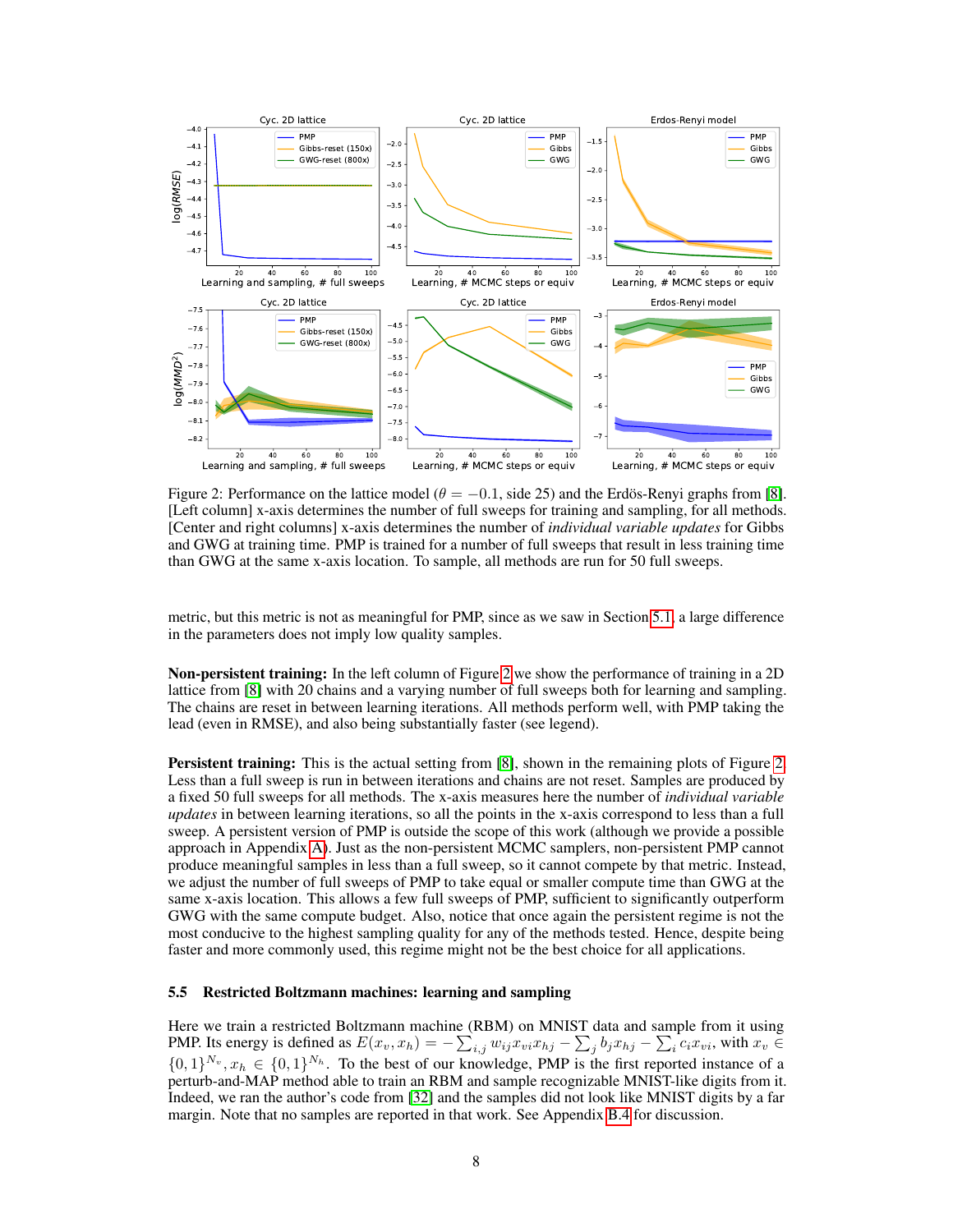Figure 2: Performance on the lattice model ($\theta = -0.1$, side 25) and the Erdös-Renyi graphs from [8]. [Left column] x-axis determines the number of full sweeps for training and sampling, for all methods. [Center and right columns] x-axis determines the number of *individual variable updates* for Gibbs and GWG at training time. PMP is trained for a number of full sweeps that result in less training time than GWG at the same x-axis location. To sample, all methods are run for 50 full sweeps.

metric, but this metric is not as meaningful for PMP, since as we saw in Section 5.1, a large difference in the parameters does not imply low quality samples.

**Non-persistent training:** In the left column of Figure 2 we show the performance of training in a 2D lattice from [8] with 20 chains and a varying number of full sweeps both for learning and sampling. The chains are reset in between learning iterations. All methods perform well, with PMP taking the lead (even in RMSE), and also being substantially faster (see legend).

**Persistent training:** This is the actual setting from [8], shown in the remaining plots of Figure 2. Less than a full sweep is run in between iterations and chains are not reset. Samples are produced by a fixed 50 full sweeps for all methods. The x-axis measures here the number of *individual variable updates* in between learning iterations, so all the points in the x-axis correspond to less than a full sweep. A persistent version of PMP is outside the scope of this work (although we provide a possible approach in Appendix A). Just as the non-persistent MCMC samplers, non-persistent PMP cannot produce meaningful samples in less than a full sweep, so it cannot compete by that metric. Instead, we adjust the number of full sweeps of PMP to take equal or smaller compute time than GWG at the same x-axis location. This allows a few full sweeps of PMP, sufficient to significantly outperform GWG with the same compute budget. Also, notice that once again the persistent regime is not the most conducive to the highest sampling quality for any of the methods tested. Hence, despite being faster and more commonly used, this regime might not be the best choice for all applications.

### 5.5 Restricted Boltzmann machines: learning and sampling

Here we train a restricted Boltzmann machine (RBM) on MNIST data and sample from it using PMP. Its energy is defined as $E(x_v, x_h) = -\sum_{i,j} w_{ij} x_{vi} x_{hj} - \sum_j b_j x_{hj} - \sum_i c_i x_{vi}$, with $x_v \in \{0,1\}^{N_v}, x_h \in \{0,1\}^{N_h}$. To the best of our knowledge, PMP is the first reported instance of a perturb-and-MAP method able to train an RBM and sample recognizable MNIST-like digits from it. Indeed, we ran the author's code from [32] and the samples did not look like MNIST digits by a far margin. Note that no samples are reported in that work. See Appendix B.4 for discussion.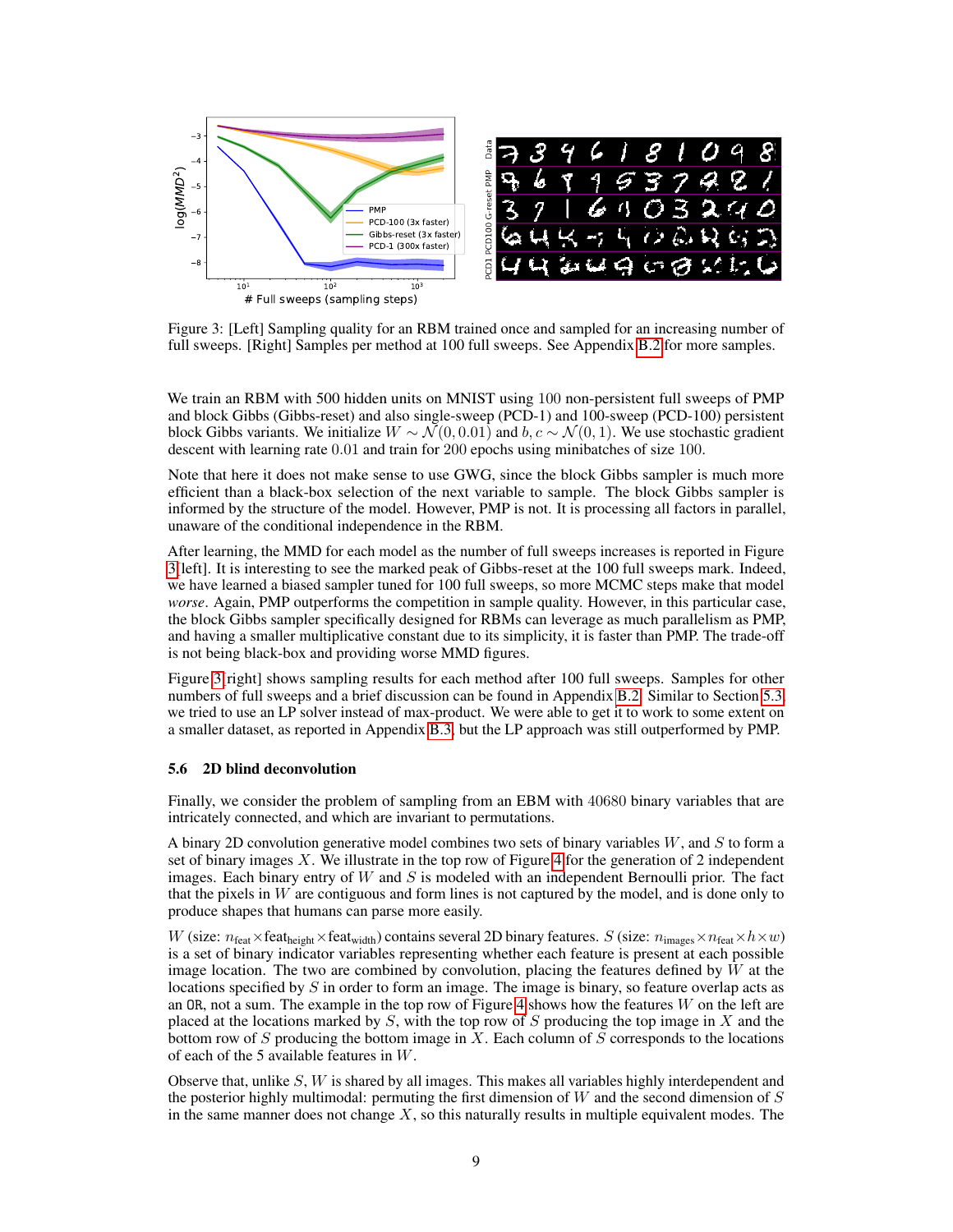Figure 3: [Left] Sampling quality for an RBM trained once and sampled for an increasing number of full sweeps. [Right] Samples per method at 100 full sweeps. See Appendix B.2 for more samples.

We train an RBM with 500 hidden units on MNIST using 100 non-persistent full sweeps of PMP and block Gibbs (Gibbs-reset) and also single-sweep (PCD-1) and 100-sweep (PCD-100) persistent block Gibbs variants. We initialize $W \sim \mathcal{N}(0, 0.01)$ and $b, c \sim \mathcal{N}(0, 1)$. We use stochastic gradient descent with learning rate 0.01 and train for 200 epochs using minibatches of size 100.

Note that here it does not make sense to use GWG, since the block Gibbs sampler is much more efficient than a black-box selection of the next variable to sample. The block Gibbs sampler is informed by the structure of the model. However, PMP is not. It is processing all factors in parallel, unaware of the conditional independence in the RBM.

After learning, the MMD for each model as the number of full sweeps increases is reported in Figure 3[left]. It is interesting to see the marked peak of Gibbs-reset at the 100 full sweeps mark. Indeed, we have learned a biased sampler tuned for 100 full sweeps, so more MCMC steps make that model *worse*. Again, PMP outperforms the competition in sample quality. However, in this particular case, the block Gibbs sampler specifically designed for RBMs can leverage as much parallelism as PMP, and having a smaller multiplicative constant due to its simplicity, it is faster than PMP. The trade-off is not being black-box and providing worse MMD figures.

Figure 3[right] shows sampling results for each method after 100 full sweeps. Samples for other numbers of full sweeps and a brief discussion can be found in Appendix B.2. Similar to Section 5.3, we tried to use an LP solver instead of max-product. We were able to get it to work to some extent on a smaller dataset, as reported in Appendix B.3, but the LP approach was still outperformed by PMP.

### 5.6 2D blind deconvolution

Finally, we consider the problem of sampling from an EBM with 40680 binary variables that are intricately connected, and which are invariant to permutations.

A binary 2D convolution generative model combines two sets of binary variables $W$, and $S$ to form a set of binary images $X$. We illustrate in the top row of Figure 4 for the generation of 2 independent images. Each binary entry of $W$ and $S$ is modeled with an independent Bernoulli prior. The fact that the pixels in $W$ are contiguous and form lines is not captured by the model, and is done only to produce shapes that humans can parse more easily.

$W$ (size: $n_{\text{feat}} \times \text{feat}_{\text{height}} \times \text{feat}_{\text{width}}$) contains several 2D binary features. $S$ (size: $n_{\text{images}} \times n_{\text{feat}} \times h \times w$) is a set of binary indicator variables representing whether each feature is present at each possible image location. The two are combined by convolution, placing the features defined by $W$ at the locations specified by $S$ in order to form an image. The image is binary, so feature overlap acts as an OR, not a sum. The example in the top row of Figure 4 shows how the features $W$ on the left are placed at the locations marked by $S$, with the top row of $S$ producing the top image in $X$ and the bottom row of $S$ producing the bottom image in $X$. Each column of $S$ corresponds to the locations of each of the 5 available features in $W$.

Observe that, unlike $S$, $W$ is shared by all images. This makes all variables highly interdependent and the posterior highly multimodal: permuting the first dimension of $W$ and the second dimension of $S$ in the same manner does not change $X$, so this naturally results in multiple equivalent modes. The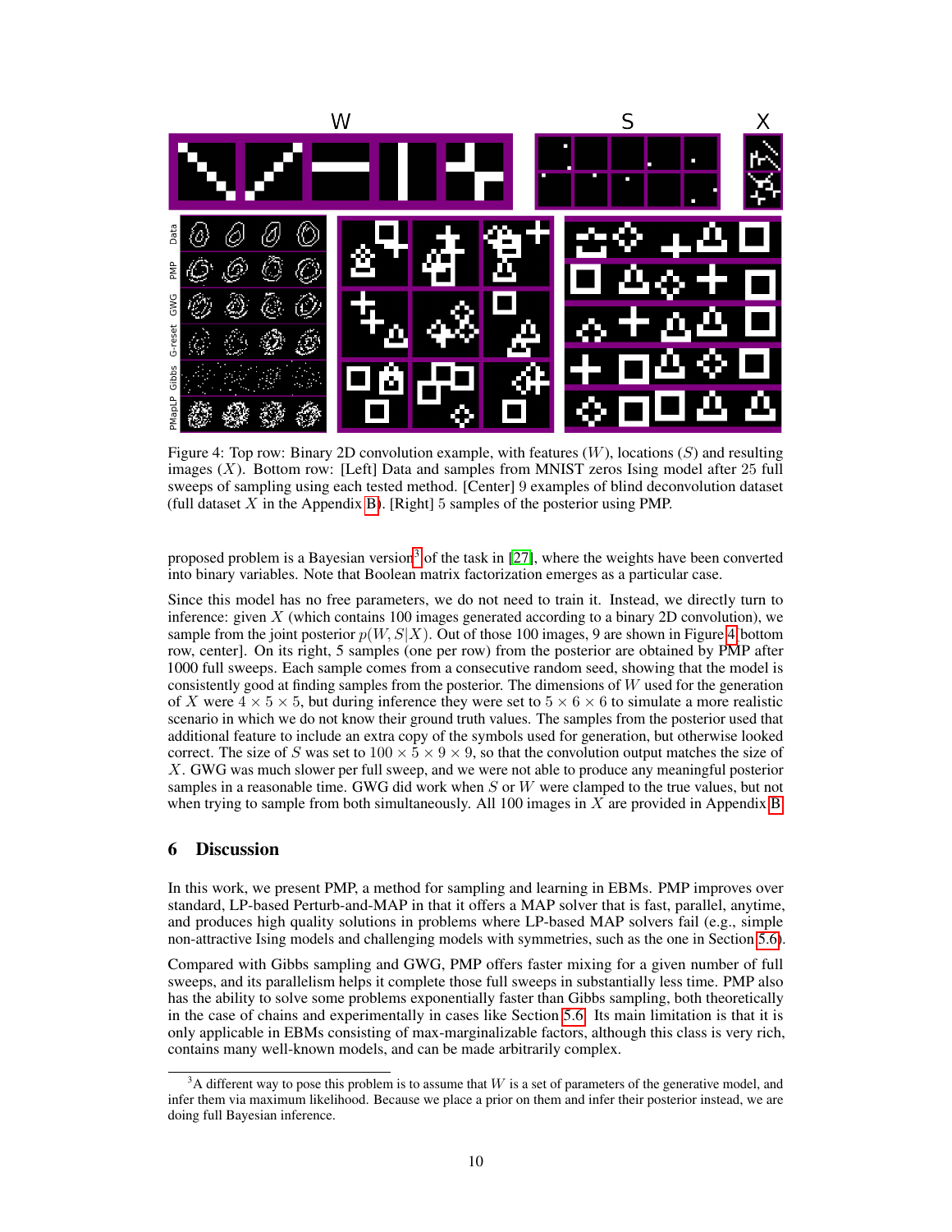Figure 4: Top row: Binary 2D convolution example, with features ($W$), locations ($S$) and resulting images ($X$). Bottom row: [Left] Data and samples from MNIST zeros Ising model after 25 full sweeps of sampling using each tested method. [Center] 9 examples of blind deconvolution dataset (full dataset $X$ in the Appendix B). [Right] 5 samples of the posterior using PMP.

proposed problem is a Bayesian version[3] of the task in [27], where the weights have been converted into binary variables. Note that Boolean matrix factorization emerges as a particular case.

Since this model has no free parameters, we do not need to train it. Instead, we directly turn to inference: given $X$ (which contains 100 images generated according to a binary 2D convolution), we sample from the joint posterior $p(W, S|X)$. Out of those 100 images, 9 are shown in Figure 4 [bottom row, center]. On its right, 5 samples (one per row) from the posterior are obtained by PMP after 1000 full sweeps. Each sample comes from a consecutive random seed, showing that the model is consistently good at finding samples from the posterior. The dimensions of $W$ used for the generation of $X$ were $4 \times 5 \times 5$, but during inference they were set to $5 \times 6 \times 6$ to simulate a more realistic scenario in which we do not know their ground truth values. The samples from the posterior used that additional feature to include an extra copy of the symbols used for generation, but otherwise looked correct. The size of $S$ was set to $100 \times 5 \times 9 \times 9$, so that the convolution output matches the size of $X$. GWG was much slower per full sweep, and we were not able to produce any meaningful posterior samples in a reasonable time. GWG did work when $S$ or $W$ were clamped to the true values, but not when trying to sample from both simultaneously. All 100 images in $X$ are provided in Appendix B.

## 6 Discussion

In this work, we present PMP, a method for sampling and learning in EBMs. PMP improves over standard, LP-based Perturb-and-MAP in that it offers a MAP solver that is fast, parallel, anytime, and produces high quality solutions in problems where LP-based MAP solvers fail (e.g., simple non-attractive Ising models and challenging models with symmetries, such as the one in Section 5.6).

Compared with Gibbs sampling and GWG, PMP offers faster mixing for a given number of full sweeps, and its parallelism helps it complete those full sweeps in substantially less time. PMP also has the ability to solve some problems exponentially faster than Gibbs sampling, both theoretically in the case of chains and experimentally in cases like Section 5.6. Its main limitation is that it is only applicable in EBMs consisting of max-marginalizable factors, although this class is very rich, contains many well-known models, and can be made arbitrarily complex.

[3] A different way to pose this problem is to assume that $W$ is a set of parameters of the generative model, and infer them via maximum likelihood. Because we place a prior on them and infer their posterior instead, we are doing full Bayesian inference.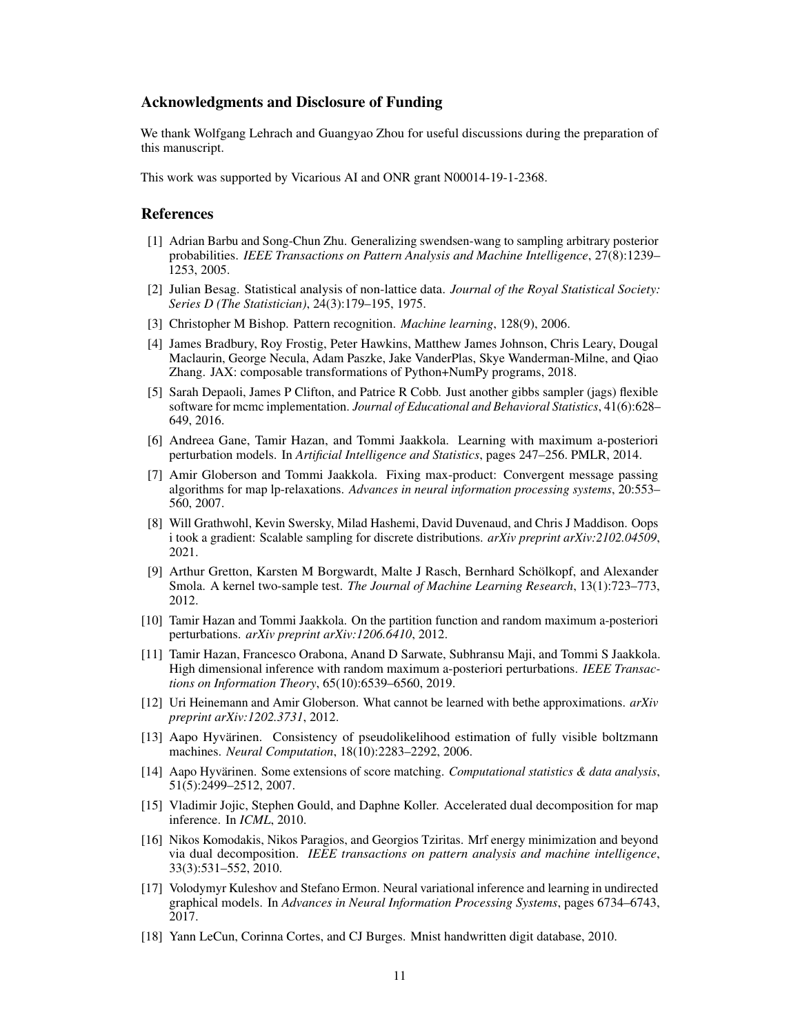## Acknowledgments and Disclosure of Funding

We thank Wolfgang Lehrach and Guangyao Zhou for useful discussions during the preparation of this manuscript.

This work was supported by Vicarious AI and ONR grant N00014-19-1-2368.

## References

[1] Adrian Barbu and Song-Chun Zhu. Generalizing swendsen-wang to sampling arbitrary posterior probabilities. *IEEE Transactions on Pattern Analysis and Machine Intelligence*, 27(8):1239–1253, 2005.

[2] Julian Besag. Statistical analysis of non-lattice data. *Journal of the Royal Statistical Society: Series D (The Statistician)*, 24(3):179–195, 1975.

[3] Christopher M Bishop. Pattern recognition. *Machine learning*, 128(9), 2006.

[4] James Bradbury, Roy Frostig, Peter Hawkins, Matthew James Johnson, Chris Leary, Dougal Maclaurin, George Necula, Adam Paszke, Jake VanderPlas, Skye Wanderman-Milne, and Qiao Zhang. JAX: composable transformations of Python+NumPy programs, 2018.

[5] Sarah Depaoli, James P Clifton, and Patrice R Cobb. Just another gibbs sampler (jags) flexible software for mcmc implementation. *Journal of Educational and Behavioral Statistics*, 41(6):628–649, 2016.

[6] Andreea Gane, Tamir Hazan, and Tommi Jaakkola. Learning with maximum a-posteriori perturbation models. In *Artificial Intelligence and Statistics*, pages 247–256. PMLR, 2014.

[7] Amir Globerson and Tommi Jaakkola. Fixing max-product: Convergent message passing algorithms for map lp-relaxations. *Advances in neural information processing systems*, 20:553–560, 2007.

[8] Will Grathwohl, Kevin Swersky, Milad Hashemi, David Duvenaud, and Chris J Maddison. Oops i took a gradient: Scalable sampling for discrete distributions. *arXiv preprint arXiv:2102.04509*, 2021.

[9] Arthur Gretton, Karsten M Borgwardt, Malte J Rasch, Bernhard Schölkopf, and Alexander Smola. A kernel two-sample test. *The Journal of Machine Learning Research*, 13(1):723–773, 2012.

[10] Tamir Hazan and Tommi Jaakkola. On the partition function and random maximum a-posteriori perturbations. *arXiv preprint arXiv:1206.6410*, 2012.

[11] Tamir Hazan, Francesco Orabona, Anand D Sarwate, Subhransu Maji, and Tommi S Jaakkola. High dimensional inference with random maximum a-posteriori perturbations. *IEEE Transactions on Information Theory*, 65(10):6539–6560, 2019.

[12] Uri Heinemann and Amir Globerson. What cannot be learned with bethe approximations. *arXiv preprint arXiv:1202.3731*, 2012.

[13] Aapo Hyvärinen. Consistency of pseudolikelihood estimation of fully visible boltzmann machines. *Neural Computation*, 18(10):2283–2292, 2006.

[14] Aapo Hyvärinen. Some extensions of score matching. *Computational statistics & data analysis*, 51(5):2499–2512, 2007.

[15] Vladimir Jojic, Stephen Gould, and Daphne Koller. Accelerated dual decomposition for map inference. In *ICML*, 2010.

[16] Nikos Komodakis, Nikos Paragios, and Georgios Tziritas. Mrf energy minimization and beyond via dual decomposition. *IEEE transactions on pattern analysis and machine intelligence*, 33(3):531–552, 2010.

[17] Volodymyr Kuleshov and Stefano Ermon. Neural variational inference and learning in undirected graphical models. In *Advances in Neural Information Processing Systems*, pages 6734–6743, 2017.

[18] Yann LeCun, Corinna Cortes, and CJ Burges. Mnist handwritten digit database, 2010.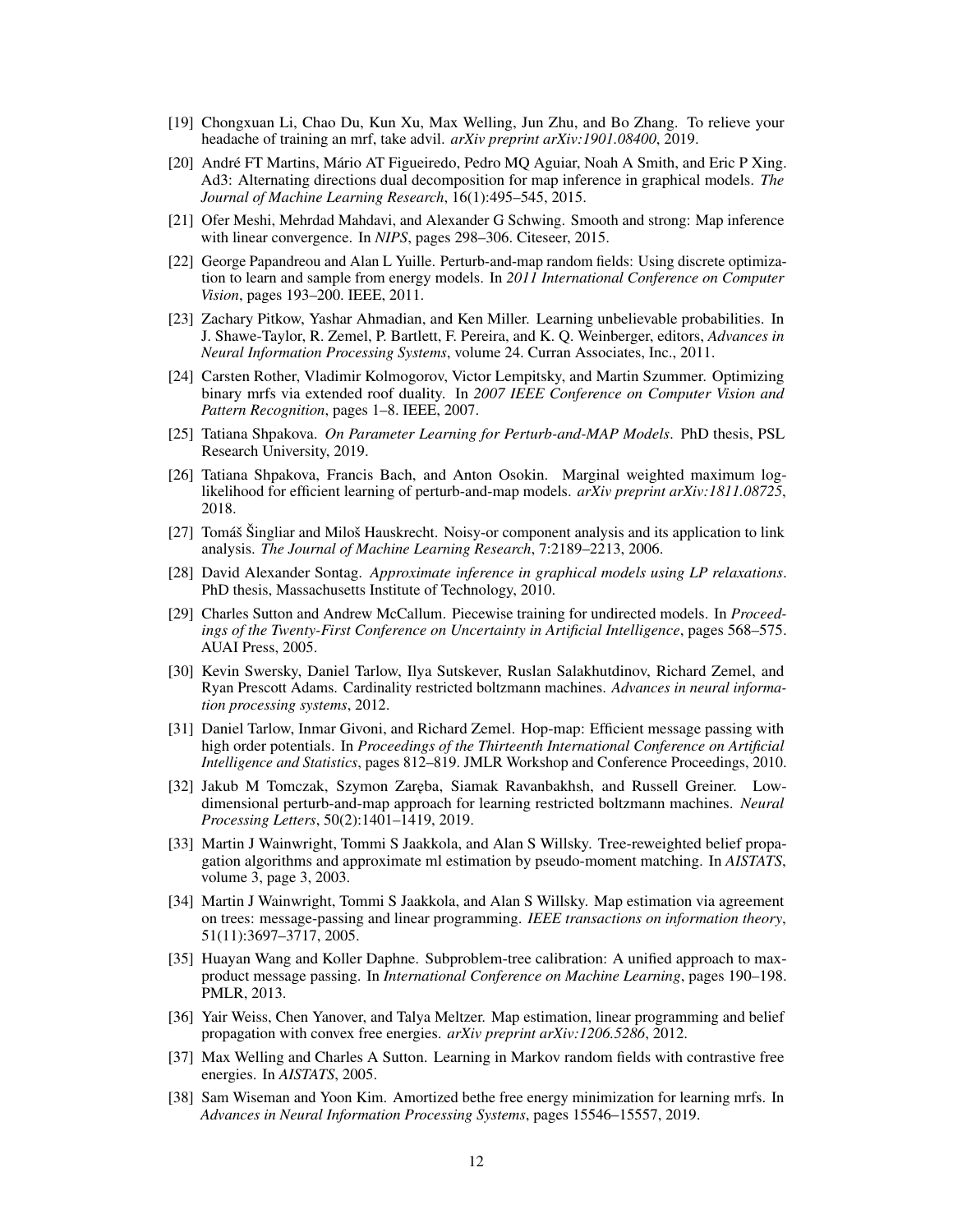[19] Chongxuan Li, Chao Du, Kun Xu, Max Welling, Jun Zhu, and Bo Zhang. To relieve your headache of training an mrf, take advil. *arXiv preprint arXiv:1901.08400*, 2019.

[20] André FT Martins, Mário AT Figueiredo, Pedro MQ Aguiar, Noah A Smith, and Eric P Xing. Ad3: Alternating directions dual decomposition for map inference in graphical models. *The Journal of Machine Learning Research*, 16(1):495–545, 2015.

[21] Ofer Meshi, Mehrdad Mahdavi, and Alexander G Schwing. Smooth and strong: Map inference with linear convergence. In *NIPS*, pages 298–306. Citeseer, 2015.

[22] George Papandreou and Alan L Yuille. Perturb-and-map random fields: Using discrete optimization to learn and sample from energy models. In *2011 International Conference on Computer Vision*, pages 193–200. IEEE, 2011.

[23] Zachary Pitkow, Yashar Ahmadian, and Ken Miller. Learning unbelievable probabilities. In J. Shawe-Taylor, R. Zemel, P. Bartlett, F. Pereira, and K. Q. Weinberger, editors, *Advances in Neural Information Processing Systems*, volume 24. Curran Associates, Inc., 2011.

[24] Carsten Rother, Vladimir Kolmogorov, Victor Lempitsky, and Martin Szummer. Optimizing binary mrfs via extended roof duality. In *2007 IEEE Conference on Computer Vision and Pattern Recognition*, pages 1–8. IEEE, 2007.

[25] Tatiana Shpakova. *On Parameter Learning for Perturb-and-MAP Models*. PhD thesis, PSL Research University, 2019.

[26] Tatiana Shpakova, Francis Bach, and Anton Osokin. Marginal weighted maximum log-likelihood for efficient learning of perturb-and-map models. *arXiv preprint arXiv:1811.08725*, 2018.

[27] Tomáš Šingliar and Miloš Hauskrecht. Noisy-or component analysis and its application to link analysis. *The Journal of Machine Learning Research*, 7:2189–2213, 2006.

[28] David Alexander Sontag. *Approximate inference in graphical models using LP relaxations*. PhD thesis, Massachusetts Institute of Technology, 2010.

[29] Charles Sutton and Andrew McCallum. Piecewise training for undirected models. In *Proceedings of the Twenty-First Conference on Uncertainty in Artificial Intelligence*, pages 568–575. AUAI Press, 2005.

[30] Kevin Swersky, Daniel Tarlow, Ilya Sutskever, Ruslan Salakhutdinov, Richard Zemel, and Ryan Prescott Adams. Cardinality restricted boltzmann machines. *Advances in neural information processing systems*, 2012.

[31] Daniel Tarlow, Inmar Givoni, and Richard Zemel. Hop-map: Efficient message passing with high order potentials. In *Proceedings of the Thirteenth International Conference on Artificial Intelligence and Statistics*, pages 812–819. JMLR Workshop and Conference Proceedings, 2010.

[32] Jakub M Tomczak, Szymon Zaręba, Siamak Ravanbakhsh, and Russell Greiner. Low-dimensional perturb-and-map approach for learning restricted boltzmann machines. *Neural Processing Letters*, 50(2):1401–1419, 2019.

[33] Martin J Wainwright, Tommi S Jaakkola, and Alan S Willsky. Tree-reweighted belief propagation algorithms and approximate ml estimation by pseudo-moment matching. In *AISTATS*, volume 3, page 3, 2003.

[34] Martin J Wainwright, Tommi S Jaakkola, and Alan S Willsky. Map estimation via agreement on trees: message-passing and linear programming. *IEEE transactions on information theory*, 51(11):3697–3717, 2005.

[35] Huayan Wang and Koller Daphne. Subproblem-tree calibration: A unified approach to max-product message passing. In *International Conference on Machine Learning*, pages 190–198. PMLR, 2013.

[36] Yair Weiss, Chen Yanover, and Talya Meltzer. Map estimation, linear programming and belief propagation with convex free energies. *arXiv preprint arXiv:1206.5286*, 2012.

[37] Max Welling and Charles A Sutton. Learning in Markov random fields with contrastive free energies. In *AISTATS*, 2005.

[38] Sam Wiseman and Yoon Kim. Amortized bethe free energy minimization for learning mrfs. In *Advances in Neural Information Processing Systems*, pages 15546–15557, 2019.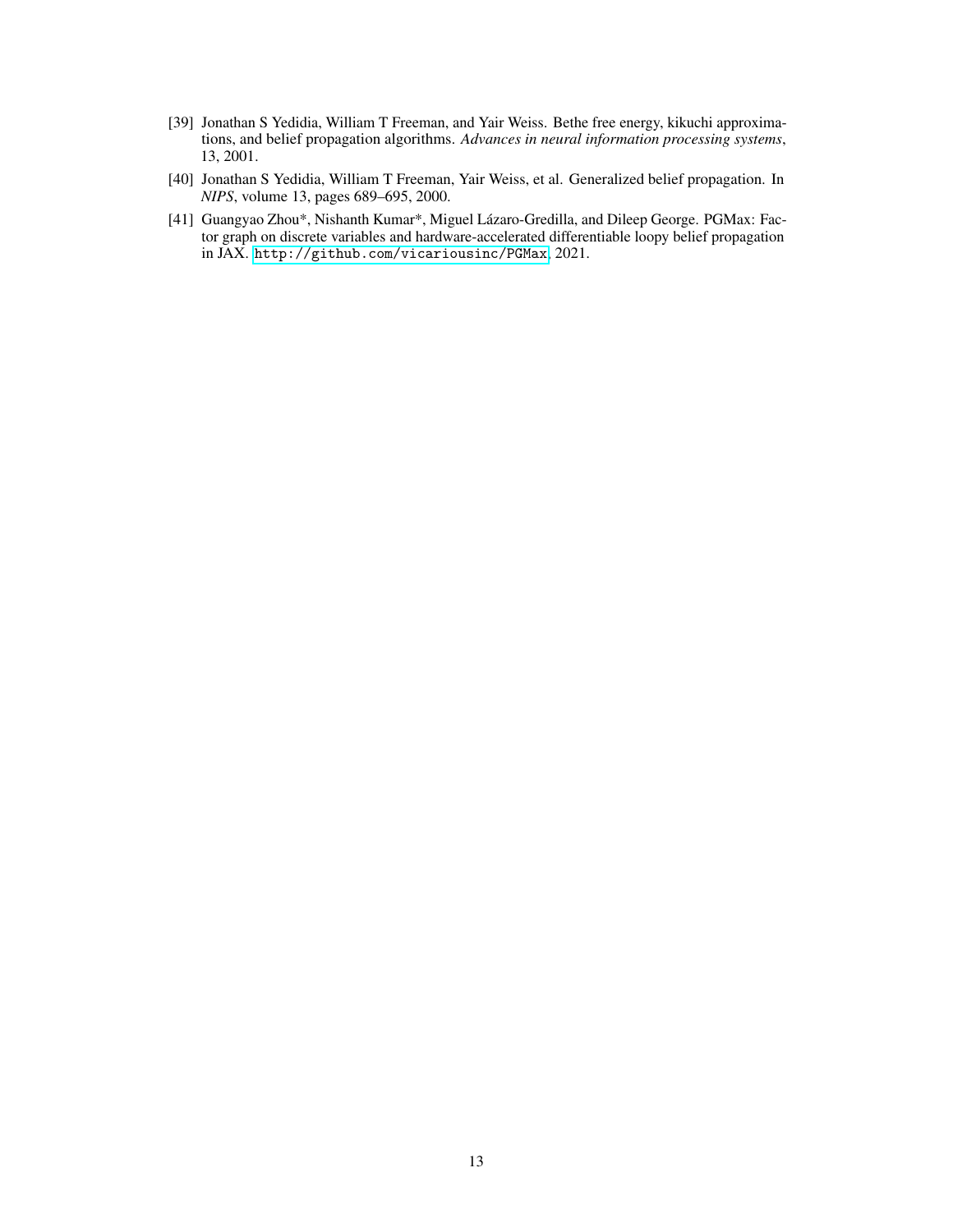[39] Jonathan S Yedidia, William T Freeman, and Yair Weiss. Bethe free energy, kikuchi approximations, and belief propagation algorithms. *Advances in neural information processing systems*, 13, 2001.

[40] Jonathan S Yedidia, William T Freeman, Yair Weiss, et al. Generalized belief propagation. In *NIPS*, volume 13, pages 689–695, 2000.

[41] Guangyao Zhou*, Nishanth Kumar*, Miguel Lázaro-Gredilla, and Dileep George. PGMax: Factor graph on discrete variables and hardware-accelerated differentiable loopy belief propagation in JAX. `http://github.com/vicariousinc/PGMax`, 2021.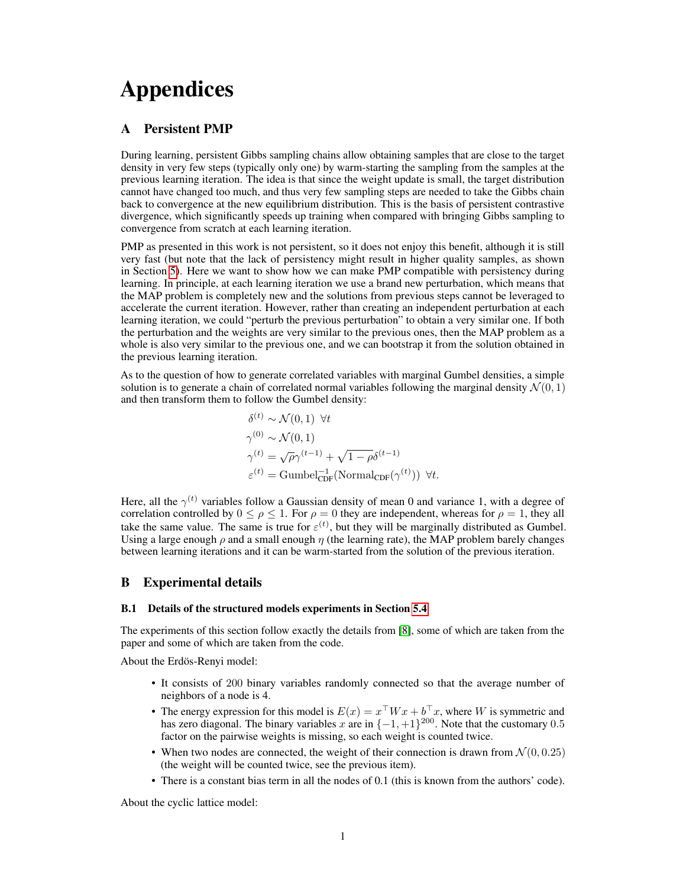# Appendices

## A Persistent PMP

During learning, persistent Gibbs sampling chains allow obtaining samples that are close to the target density in very few steps (typically only one) by warm-starting the sampling from the samples at the previous learning iteration. The idea is that since the weight update is small, the target distribution cannot have changed too much, and thus very few sampling steps are needed to take the Gibbs chain back to convergence at the new equilibrium distribution. This is the basis of persistent contrastive divergence, which significantly speeds up training when compared with bringing Gibbs sampling to convergence from scratch at each learning iteration.

PMP as presented in this work is not persistent, so it does not enjoy this benefit, although it is still very fast (but note that the lack of persistency might result in higher quality samples, as shown in Section 5). Here we want to show how we can make PMP compatible with persistency during learning. In principle, at each learning iteration we use a brand new perturbation, which means that the MAP problem is completely new and the solutions from previous steps cannot be leveraged to accelerate the current iteration. However, rather than creating an independent perturbation at each learning iteration, we could "perturb the previous perturbation" to obtain a very similar one. If both the perturbation and the weights are very similar to the previous ones, then the MAP problem as a whole is also very similar to the previous one, and we can bootstrap it from the solution obtained in the previous learning iteration.

As to the question of how to generate correlated variables with marginal Gumbel densities, a simple solution is to generate a chain of correlated normal variables following the marginal density $\mathcal{N}(0, 1)$ and then transform them to follow the Gumbel density:

$$
\begin{aligned}
\delta^{(t)} &\sim \mathcal{N}(0,1) \;\; \forall t \\
\gamma^{(0)} &\sim \mathcal{N}(0,1) \\
\gamma^{(t)} &= \sqrt{\rho}\gamma^{(t-1)} + \sqrt{1-\rho}\delta^{(t-1)} \\
\varepsilon^{(t)} &= \text{Gumbel}_{\text{CDF}}^{-1}(\text{Normal}_{\text{CDF}}(\gamma^{(t)})) \;\; \forall t.
\end{aligned}
$$

Here, all the $\gamma^{(t)}$ variables follow a Gaussian density of mean 0 and variance 1, with a degree of correlation controlled by $0 \leq \rho \leq 1$. For $\rho = 0$ they are independent, whereas for $\rho = 1$, they all take the same value. The same is true for $\varepsilon^{(t)}$, but they will be marginally distributed as Gumbel. Using a large enough $\rho$ and a small enough $\eta$ (the learning rate), the MAP problem barely changes between learning iterations and it can be warm-started from the solution of the previous iteration.

## B Experimental details

### B.1 Details of the structured models experiments in Section 5.4

The experiments of this section follow exactly the details from [8], some of which are taken from the paper and some of which are taken from the code.

About the Erdös-Renyi model:

- It consists of 200 binary variables randomly connected so that the average number of neighbors of a node is 4.
- The energy expression for this model is $E(x) = x^\top W x + b^\top x$, where $W$ is symmetric and has zero diagonal. The binary variables $x$ are in $\{-1, +1\}^{200}$. Note that the customary 0.5 factor on the pairwise weights is missing, so each weight is counted twice.
- When two nodes are connected, the weight of their connection is drawn from $\mathcal{N}(0, 0.25)$ (the weight will be counted twice, see the previous item).
- There is a constant bias term in all the nodes of 0.1 (this is known from the authors' code).

About the cyclic lattice model: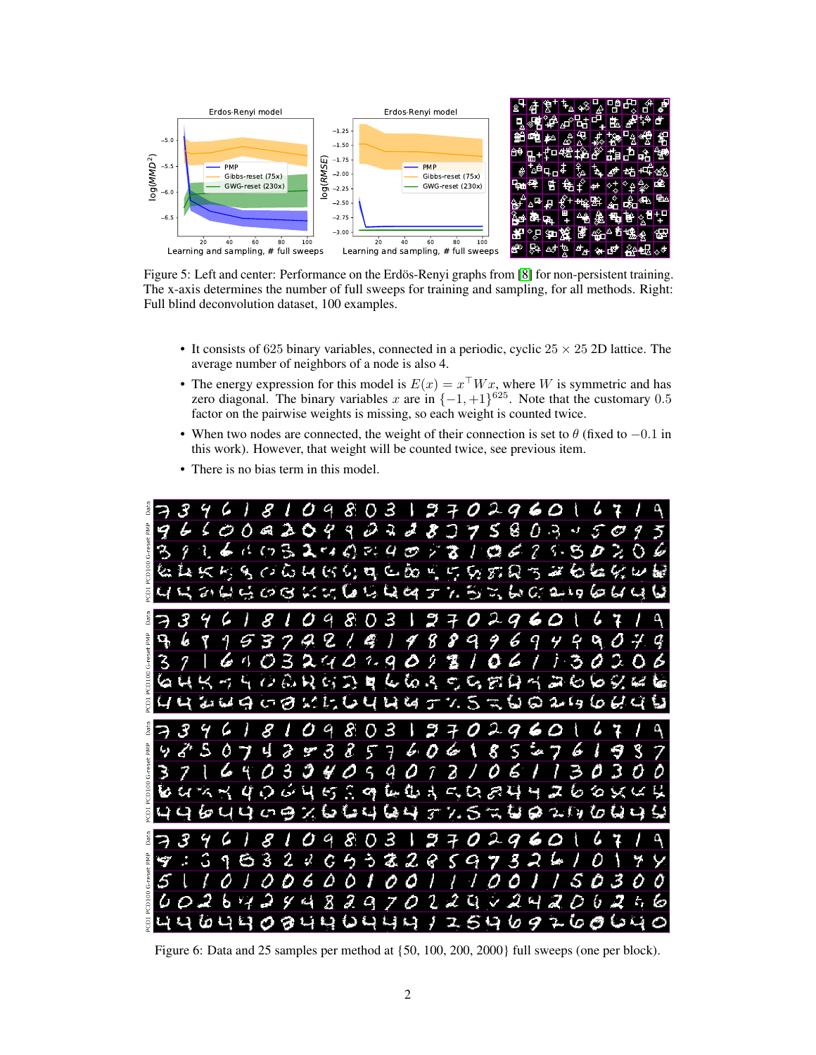Figure 5: Left and center: Performance on the Erdös-Renyi graphs from [8] for non-persistent training. The x-axis determines the number of full sweeps for training and sampling, for all methods. Right: Full blind deconvolution dataset, 100 examples.

- It consists of 625 binary variables, connected in a periodic, cyclic $25 \times 25$ 2D lattice. The average number of neighbors of a node is also 4.
- The energy expression for this model is $E(x) = x^\top W x$, where $W$ is symmetric and has zero diagonal. The binary variables $x$ are in $\{-1, +1\}^{625}$. Note that the customary 0.5 factor on the pairwise weights is missing, so each weight is counted twice.
- When two nodes are connected, the weight of their connection is set to $\theta$ (fixed to $-0.1$ in this work). However, that weight will be counted twice, see previous item.
- There is no bias term in this model.

Figure 6: Data and 25 samples per method at {50, 100, 200, 2000} full sweeps (one per block).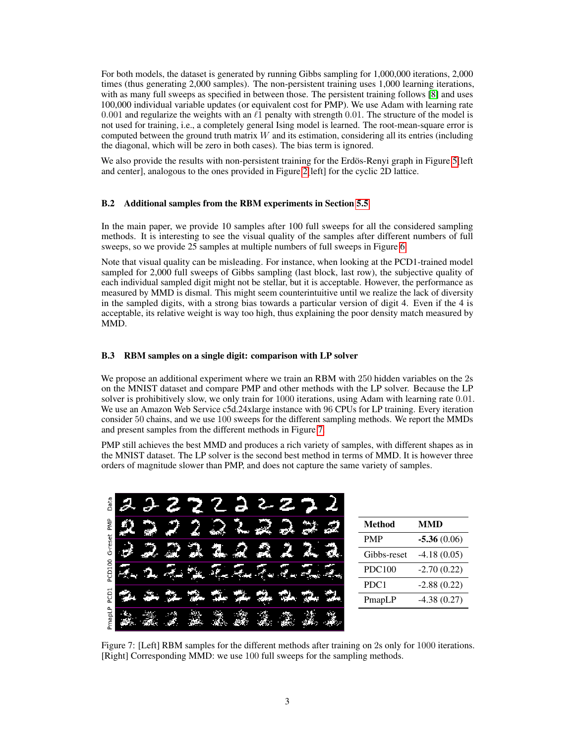For both models, the dataset is generated by running Gibbs sampling for 1,000,000 iterations, 2,000 times (thus generating 2,000 samples). The non-persistent training uses 1,000 learning iterations, with as many full sweeps as specified in between those. The persistent training follows [8] and uses 100,000 individual variable updates (or equivalent cost for PMP). We use Adam with learning rate $0.001$ and regularize the weights with an $\ell 1$ penalty with strength $0.01$. The structure of the model is not used for training, i.e., a completely general Ising model is learned. The root-mean-square error is computed between the ground truth matrix $W$ and its estimation, considering all its entries (including the diagonal, which will be zero in both cases). The bias term is ignored.

We also provide the results with non-persistent training for the Erdös-Renyi graph in Figure 5[left and center], analogous to the ones provided in Figure 2[left] for the cyclic 2D lattice.

### B.2 Additional samples from the RBM experiments in Section 5.5

In the main paper, we provide 10 samples after 100 full sweeps for all the considered sampling methods. It is interesting to see the visual quality of the samples after different numbers of full sweeps, so we provide 25 samples at multiple numbers of full sweeps in Figure 6.

Note that visual quality can be misleading. For instance, when looking at the PCD1-trained model sampled for 2,000 full sweeps of Gibbs sampling (last block, last row), the subjective quality of each individual sampled digit might not be stellar, but it is acceptable. However, the performance as measured by MMD is dismal. This might seem counterintuitive until we realize the lack of diversity in the sampled digits, with a strong bias towards a particular version of digit 4. Even if the 4 is acceptable, its relative weight is way too high, thus explaining the poor density match measured by MMD.

### B.3 RBM samples on a single digit: comparison with LP solver

We propose an additional experiment where we train an RBM with $250$ hidden variables on the $2$s on the MNIST dataset and compare PMP and other methods with the LP solver. Because the LP solver is prohibitively slow, we only train for $1000$ iterations, using Adam with learning rate $0.01$. We use an Amazon Web Service c5d.24xlarge instance with 96 CPUs for LP training. Every iteration consider $50$ chains, and we use $100$ sweeps for the different sampling methods. We report the MMDs and present samples from the different methods in Figure 7.

PMP still achieves the best MMD and produces a rich variety of samples, with different shapes as in the MNIST dataset. The LP solver is the second best method in terms of MMD. It is however three orders of magnitude slower than PMP, and does not capture the same variety of samples.

| Method | MMD |
|---|---|
| PMP | **-5.36** (0.06) |
| Gibbs-reset | -4.18 (0.05) |
| PDC100 | -2.70 (0.22) |
| PDC1 | -2.88 (0.22) |
| PmapLP | -4.38 (0.27) |

Figure 7: [Left] RBM samples for the different methods after training on 2s only for $1000$ iterations. [Right] Corresponding MMD: we use $100$ full sweeps for the sampling methods.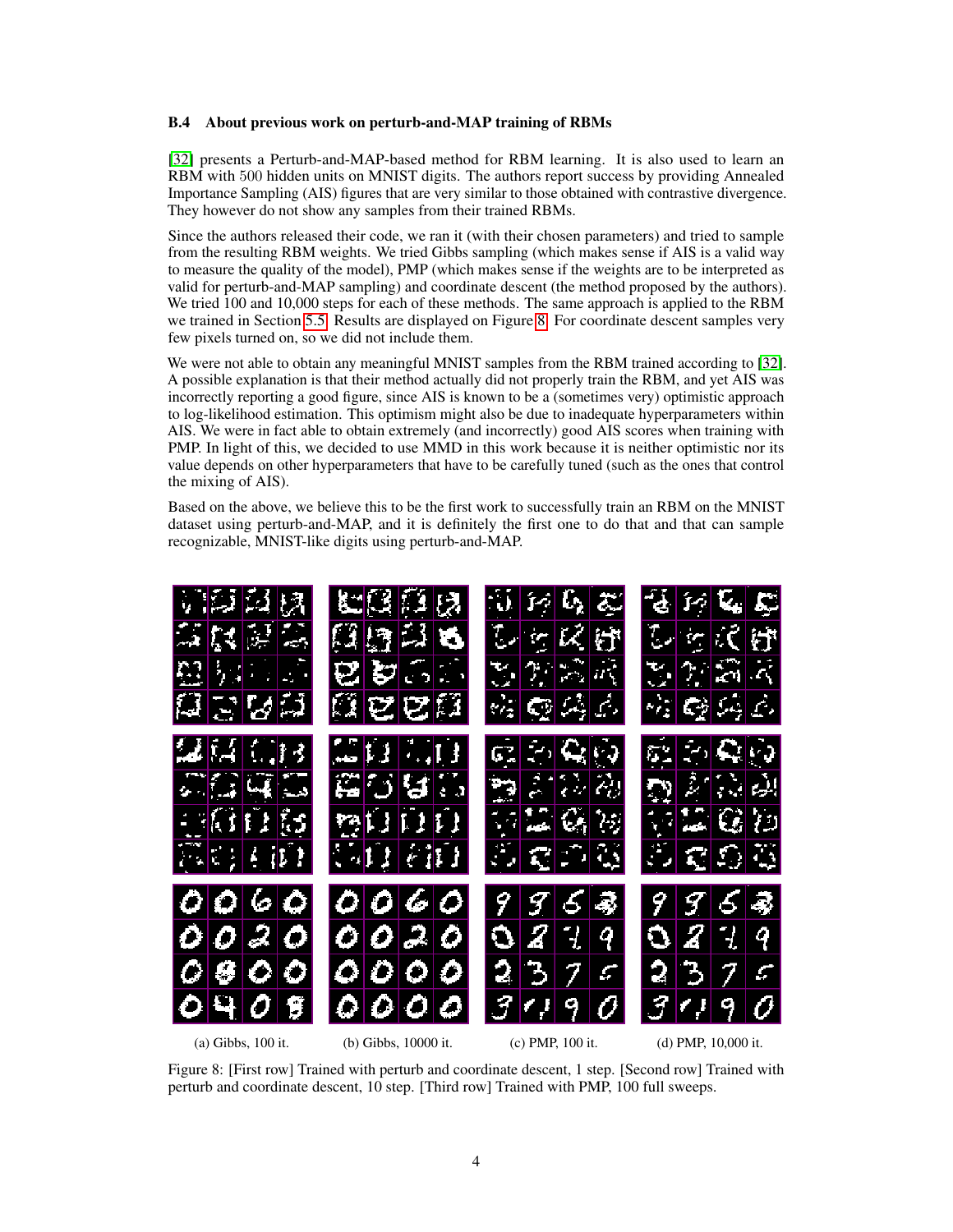### B.4 About previous work on perturb-and-MAP training of RBMs

[32] presents a Perturb-and-MAP-based method for RBM learning. It is also used to learn an RBM with 500 hidden units on MNIST digits. The authors report success by providing Annealed Importance Sampling (AIS) figures that are very similar to those obtained with contrastive divergence. They however do not show any samples from their trained RBMs.

Since the authors released their code, we ran it (with their chosen parameters) and tried to sample from the resulting RBM weights. We tried Gibbs sampling (which makes sense if AIS is a valid way to measure the quality of the model), PMP (which makes sense if the weights are to be interpreted as valid for perturb-and-MAP sampling) and coordinate descent (the method proposed by the authors). We tried 100 and 10,000 steps for each of these methods. The same approach is applied to the RBM we trained in Section 5.5. Results are displayed on Figure 8. For coordinate descent samples very few pixels turned on, so we did not include them.

We were not able to obtain any meaningful MNIST samples from the RBM trained according to [32]. A possible explanation is that their method actually did not properly train the RBM, and yet AIS was incorrectly reporting a good figure, since AIS is known to be a (sometimes very) optimistic approach to log-likelihood estimation. This optimism might also be due to inadequate hyperparameters within AIS. We were in fact able to obtain extremely (and incorrectly) good AIS scores when training with PMP. In light of this, we decided to use MMD in this work because it is neither optimistic nor its value depends on other hyperparameters that have to be carefully tuned (such as the ones that control the mixing of AIS).

Based on the above, we believe this to be the first work to successfully train an RBM on the MNIST dataset using perturb-and-MAP, and it is definitely the first one to do that and that can sample recognizable, MNIST-like digits using perturb-and-MAP.

(a) Gibbs, 100 it. (b) Gibbs, 10000 it. (c) PMP, 100 it. (d) PMP, 10,000 it.

Figure 8: [First row] Trained with perturb and coordinate descent, 1 step. [Second row] Trained with perturb and coordinate descent, 10 step. [Third row] Trained with PMP, 100 full sweeps.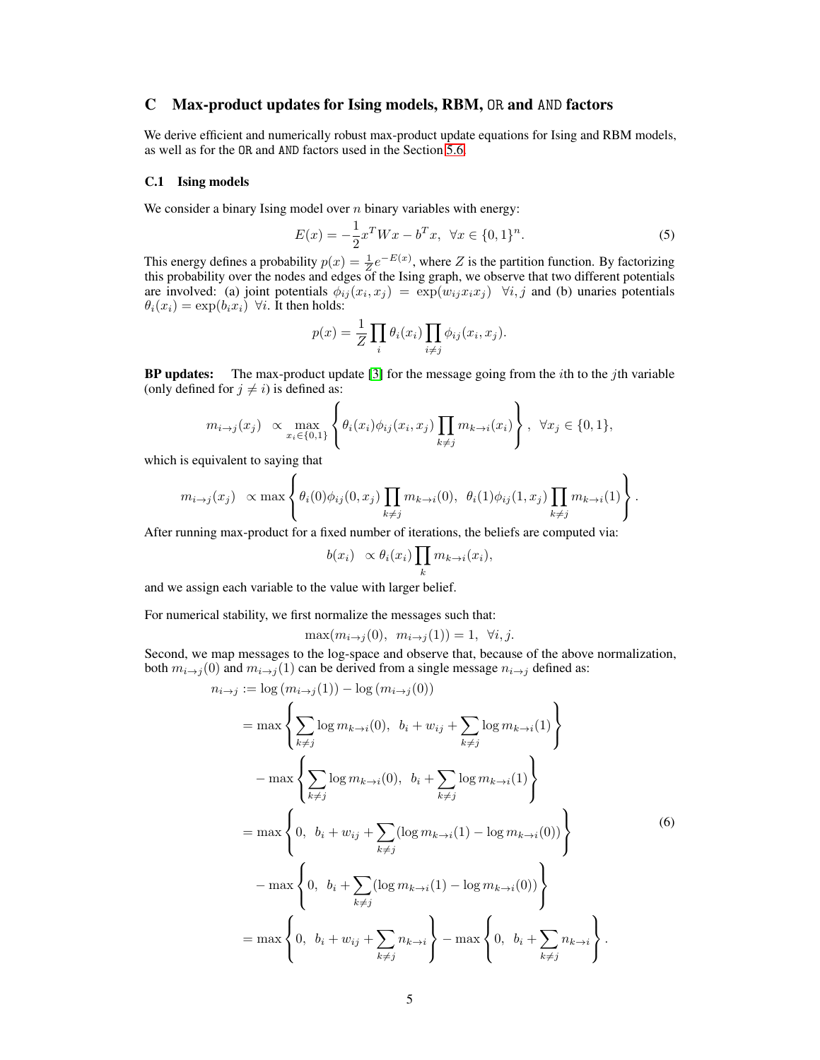## C Max-product updates for Ising models, RBM, OR and AND factors

We derive efficient and numerically robust max-product update equations for Ising and RBM models, as well as for the OR and AND factors used in the Section 5.6.

### C.1 Ising models

We consider a binary Ising model over $n$ binary variables with energy:

$$E(x) = -\frac{1}{2}x^T W x - b^T x, \;\; \forall x \in \{0,1\}^n. \tag{5}$$

This energy defines a probability $p(x) = \frac{1}{Z}e^{-E(x)}$, where $Z$ is the partition function. By factorizing this probability over the nodes and edges of the Ising graph, we observe that two different potentials are involved: (a) joint potentials $\phi_{ij}(x_i, x_j) = \exp(w_{ij} x_i x_j) \;\; \forall i, j$ and (b) unaries potentials $\theta_i(x_i) = \exp(b_i x_i) \;\; \forall i$. It then holds:

$$p(x) = \frac{1}{Z}\prod_i \theta_i(x_i) \prod_{i \neq j} \phi_{ij}(x_i, x_j).$$

**BP updates:** The max-product update [3] for the message going from the $i$th to the $j$th variable (only defined for $j \neq i$) is defined as:

$$m_{i\to j}(x_j) \;\; \propto \max_{x_i \in \{0,1\}} \left\{ \theta_i(x_i)\phi_{ij}(x_i, x_j) \prod_{k \neq j} m_{k \to i}(x_i) \right\}, \;\; \forall x_j \in \{0,1\},$$

which is equivalent to saying that

$$m_{i\to j}(x_j) \;\; \propto \max \left\{ \theta_i(0)\phi_{ij}(0, x_j) \prod_{k \neq j} m_{k \to i}(0), \;\; \theta_i(1)\phi_{ij}(1, x_j) \prod_{k \neq j} m_{k \to i}(1) \right\}.$$

After running max-product for a fixed number of iterations, the beliefs are computed via:

$$b(x_i) \;\; \propto \theta_i(x_i) \prod_k m_{k \to i}(x_i),$$

and we assign each variable to the value with larger belief.

For numerical stability, we first normalize the messages such that:

$$\max(m_{i \to j}(0), \;\; m_{i \to j}(1)) = 1, \;\; \forall i, j.$$

Second, we map messages to the log-space and observe that, because of the above normalization, both $m_{i\to j}(0)$ and $m_{i \to j}(1)$ can be derived from a single message $n_{i \to j}$ defined as:

$$\begin{aligned}
n_{i \to j} &:= \log\left(m_{i\to j}(1)\right) - \log\left(m_{i \to j}(0)\right) \\
&= \max\left\{ \sum_{k \neq j} \log m_{k \to i}(0), \;\; b_i + w_{ij} + \sum_{k \neq j} \log m_{k \to i}(1) \right\} \\
&\quad - \max\left\{ \sum_{k \neq j} \log m_{k \to i}(0), \;\; b_i + \sum_{k \neq j} \log m_{k \to i}(1) \right\} \\
&= \max\left\{ 0, \;\; b_i + w_{ij} + \sum_{k \neq j} (\log m_{k \to i}(1) - \log m_{k \to i}(0)) \right\} \\
&\quad - \max\left\{ 0, \;\; b_i + \sum_{k \neq j} (\log m_{k \to i}(1) - \log m_{k \to i}(0)) \right\} \\
&= \max\left\{ 0, \;\; b_i + w_{ij} + \sum_{k \neq j} n_{k \to i} \right\} - \max\left\{ 0, \;\; b_i + \sum_{k \neq j} n_{k \to i} \right\}.
\end{aligned} \tag{6}$$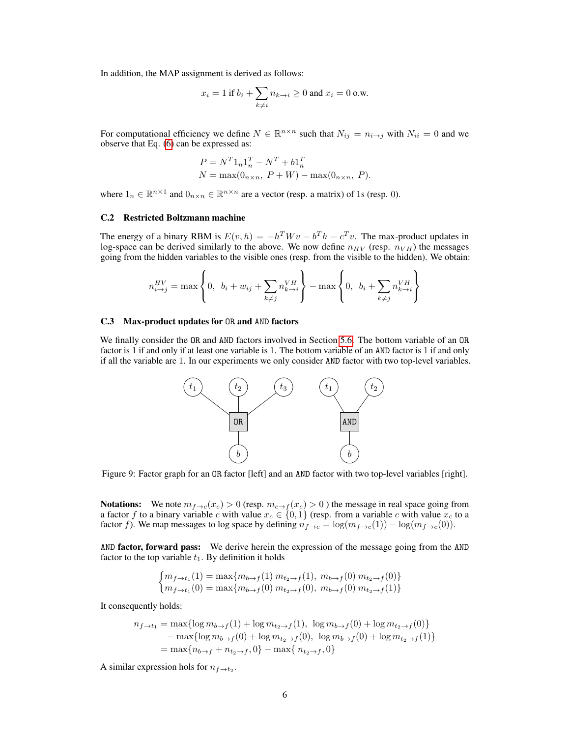In addition, the MAP assignment is derived as follows:

$$x_i = 1 \text{ if } b_i + \sum_{k \neq i} n_{k \to i} \geq 0 \text{ and } x_i = 0 \text{ o.w.}$$

For computational efficiency we define $N \in \mathbb{R}^{n \times n}$ such that $N_{ij} = n_{i \to j}$ with $N_{ii} = 0$ and we observe that Eq. (6) can be expressed as:

$$P = N^T 1_n 1_n^T - N^T + b 1_n^T$$
$$N = \max(0_{n \times n},\ P + W) - \max(0_{n \times n},\ P).$$

where $1_n \in \mathbb{R}^{n \times 1}$ and $0_{n \times n} \in \mathbb{R}^{n \times n}$ are a vector (resp. a matrix) of 1s (resp. 0).

### C.2 Restricted Boltzmann machine

The energy of a binary RBM is $E(v, h) = -h^T W v - b^T h - c^T v$. The max-product updates in log-space can be derived similarly to the above. We now define $n_{HV}$ (resp. $n_{VH}$) the messages going from the hidden variables to the visible ones (resp. from the visible to the hidden). We obtain:

$$n_{i \to j}^{HV} = \max\left\{0,\ b_i + w_{ij} + \sum_{k \neq j} n_{k \to i}^{VH}\right\} - \max\left\{0,\ b_i + \sum_{k \neq j} n_{k \to i}^{VH}\right\}$$

### C.3 Max-product updates for OR and AND factors

We finally consider the OR and AND factors involved in Section 5.6. The bottom variable of an OR factor is 1 if and only if at least one variable is 1. The bottom variable of an AND factor is 1 if and only if all the variable are 1. In our experiments we only consider AND factor with two top-level variables.

Figure 9: Factor graph for an OR factor [left] and an AND factor with two top-level variables [right].

**Notations:** We note $m_{f \to c}(x_c) > 0$ (resp. $m_{c \to f}(x_c) > 0$ ) the message in real space going from a factor $f$ to a binary variable $c$ with value $x_c \in \{0, 1\}$ (resp. from a variable $c$ with value $x_c$ to a factor $f$). We map messages to log space by defining $n_{f \to c} = \log(m_{f \to c}(1)) - \log(m_{f \to c}(0))$.

**AND factor, forward pass:** We derive herein the expression of the message going from the AND factor to the top variable $t_1$. By definition it holds

$$\begin{cases} m_{f \to t_1}(1) = \max\{m_{b \to f}(1)\, m_{t_2 \to f}(1),\ m_{b \to f}(0)\, m_{t_2 \to f}(0)\} \\ m_{f \to t_1}(0) = \max\{m_{b \to f}(0)\, m_{t_2 \to f}(0),\ m_{b \to f}(0)\, m_{t_2 \to f}(1)\} \end{cases}$$

It consequently holds:

$$\begin{aligned} n_{f \to t_1} &= \max\{\log m_{b \to f}(1) + \log m_{t_2 \to f}(1),\ \log m_{b \to f}(0) + \log m_{t_2 \to f}(0)\} \\ &\quad - \max\{\log m_{b \to f}(0) + \log m_{t_2 \to f}(0),\ \log m_{b \to f}(0) + \log m_{t_2 \to f}(1)\} \\ &= \max\{n_{b \to f} + n_{t_2 \to f}, 0\} - \max\{\ n_{t_2 \to f}, 0\} \end{aligned}$$

A similar expression hols for $n_{f \to t_2}$.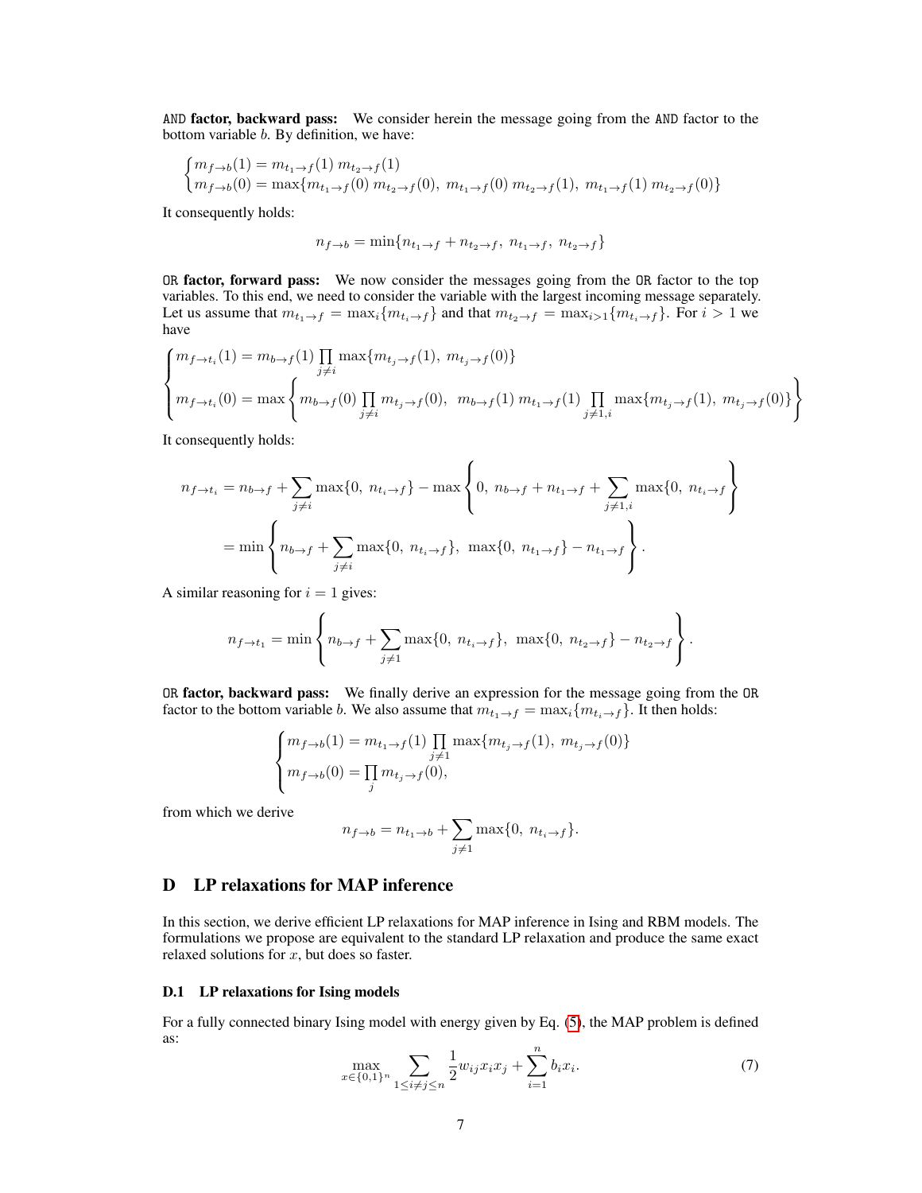`AND` **factor, backward pass:** We consider herein the message going from the `AND` factor to the bottom variable $b$. By definition, we have:

$$\begin{cases} m_{f\to b}(1) = m_{t_1\to f}(1)\, m_{t_2\to f}(1) \\ m_{f\to b}(0) = \max\{m_{t_1\to f}(0)\, m_{t_2\to f}(0),\; m_{t_1\to f}(0)\, m_{t_2\to f}(1),\; m_{t_1\to f}(1)\, m_{t_2\to f}(0)\} \end{cases}$$

It consequently holds:

$$n_{f\to b} = \min\{n_{t_1\to f} + n_{t_2\to f},\; n_{t_1\to f},\; n_{t_2\to f}\}$$

`OR` **factor, forward pass:** We now consider the messages going from the `OR` factor to the top variables. To this end, we need to consider the variable with the largest incoming message separately. Let us assume that $m_{t_1\to f} = \max_i\{m_{t_i\to f}\}$ and that $m_{t_2\to f} = \max_{i>1}\{m_{t_i\to f}\}$. For $i > 1$ we have

$$\begin{cases} m_{f\to t_i}(1) = m_{b\to f}(1) \prod\limits_{j\neq i} \max\{m_{t_j\to f}(1),\; m_{t_j\to f}(0)\} \\ m_{f\to t_i}(0) = \max\left\{ m_{b\to f}(0) \prod\limits_{j\neq i} m_{t_j\to f}(0),\;\; m_{b\to f}(1)\, m_{t_1\to f}(1) \prod\limits_{j\neq 1,i} \max\{m_{t_j\to f}(1),\; m_{t_j\to f}(0)\} \right\} \end{cases}$$

It consequently holds:

$$\begin{aligned} n_{f\to t_i} &= n_{b\to f} + \sum_{j\neq i} \max\{0,\; n_{t_i\to f}\} - \max\left\{0,\; n_{b\to f} + n_{t_1\to f} + \sum_{j\neq 1,i} \max\{0,\; n_{t_i\to f}\}\right\} \\ &= \min\left\{ n_{b\to f} + \sum_{j\neq i} \max\{0,\; n_{t_i\to f}\},\;\; \max\{0,\; n_{t_1\to f}\} - n_{t_1\to f} \right\}. \end{aligned}$$

A similar reasoning for $i = 1$ gives:

$$n_{f\to t_1} = \min\left\{ n_{b\to f} + \sum_{j\neq 1} \max\{0,\; n_{t_i\to f}\},\;\; \max\{0,\; n_{t_2\to f}\} - n_{t_2\to f} \right\}.$$

`OR` **factor, backward pass:** We finally derive an expression for the message going from the `OR` factor to the bottom variable $b$. We also assume that $m_{t_1\to f} = \max_i\{m_{t_i\to f}\}$. It then holds:

$$\begin{cases} m_{f\to b}(1) = m_{t_1\to f}(1) \prod\limits_{j\neq 1} \max\{m_{t_j\to f}(1),\; m_{t_j\to f}(0)\} \\ m_{f\to b}(0) = \prod\limits_{j} m_{t_j\to f}(0), \end{cases}$$

from which we derive

$$n_{f\to b} = n_{t_1\to b} + \sum_{j\neq 1} \max\{0,\; n_{t_i\to f}\}.$$

## D LP relaxations for MAP inference

In this section, we derive efficient LP relaxations for MAP inference in Ising and RBM models. The formulations we propose are equivalent to the standard LP relaxation and produce the same exact relaxed solutions for $x$, but does so faster.

### D.1 LP relaxations for Ising models

For a fully connected binary Ising model with energy given by Eq. (5), the MAP problem is defined as:

$$\max_{x\in\{0,1\}^n} \sum_{1\leq i\neq j\leq n} \frac{1}{2} w_{ij} x_i x_j + \sum_{i=1}^{n} b_i x_i. \tag{7}$$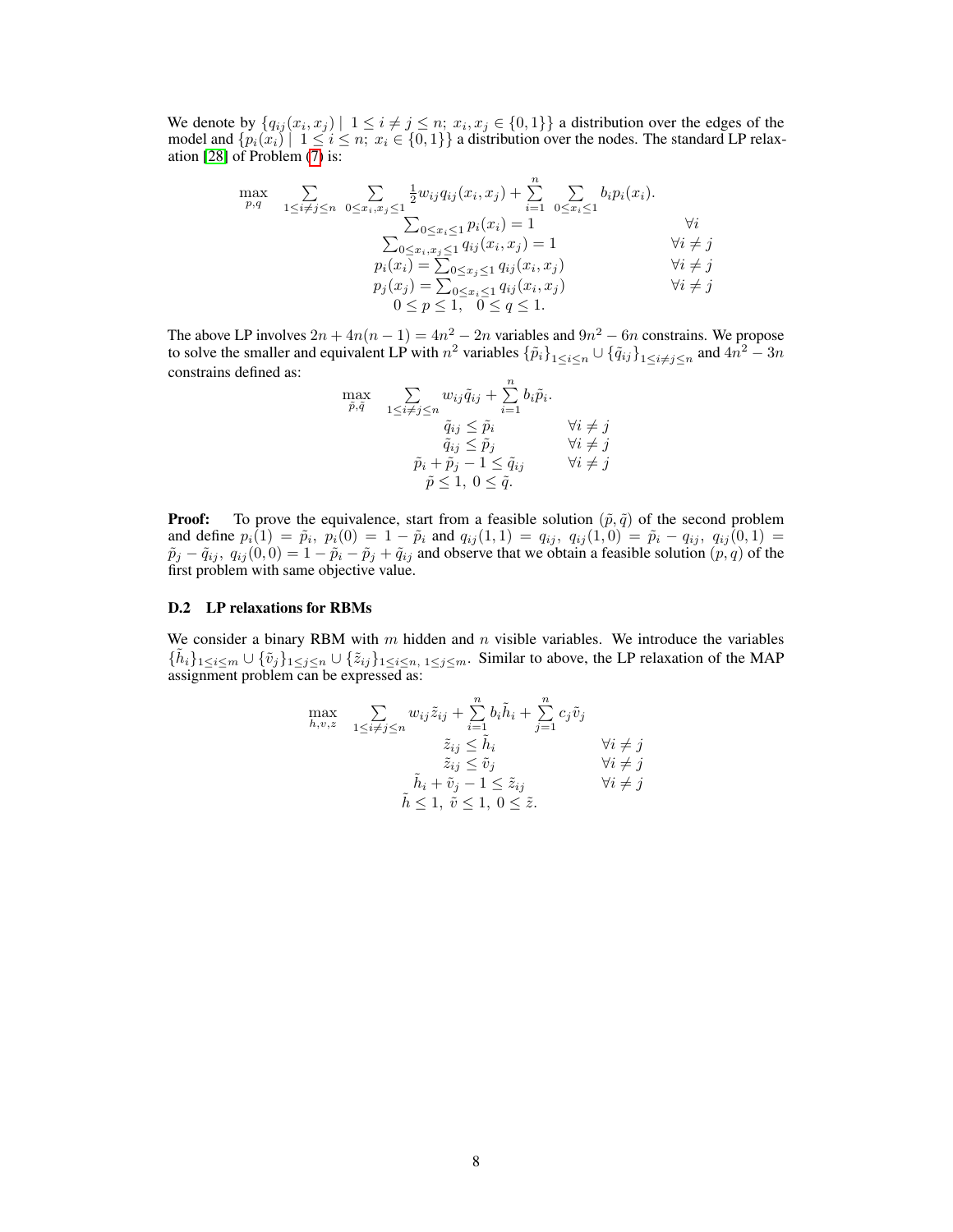We denote by $\{q_{ij}(x_i, x_j) \mid 1 \le i \ne j \le n;\ x_i, x_j \in \{0,1\}\}$ a distribution over the edges of the model and $\{p_i(x_i) \mid 1 \le i \le n;\ x_i \in \{0,1\}\}$ a distribution over the nodes. The standard LP relaxation [28] of Problem (7) is:

$$
\begin{aligned}
\max_{p,q} \quad & \sum_{1\le i\ne j\le n} \ \sum_{0\le x_i,x_j\le 1} \tfrac{1}{2} w_{ij} q_{ij}(x_i,x_j) + \sum_{i=1}^{n} \ \sum_{0\le x_i \le 1} b_i p_i(x_i). \\
& \textstyle\sum_{0\le x_i\le 1} p_i(x_i) = 1 && \forall i \\
& \textstyle\sum_{0\le x_i,x_j\le 1} q_{ij}(x_i,x_j) = 1 && \forall i\ne j \\
& p_i(x_i) = \textstyle\sum_{0\le x_j\le 1} q_{ij}(x_i,x_j) && \forall i\ne j \\
& p_j(x_j) = \textstyle\sum_{0\le x_i\le 1} q_{ij}(x_i,x_j) && \forall i\ne j \\
& 0\le p\le 1, \quad 0\le q\le 1.
\end{aligned}
$$

The above LP involves $2n + 4n(n-1) = 4n^2 - 2n$ variables and $9n^2 - 6n$ constrains. We propose to solve the smaller and equivalent LP with $n^2$ variables $\{\tilde{p}_i\}_{1\le i\le n} \cup \{\tilde{q}_{ij}\}_{1\le i\ne j\le n}$ and $4n^2 - 3n$ constrains defined as:

$$
\begin{aligned}
\max_{\tilde{p},\tilde{q}} \quad & \sum_{1\le i\ne j\le n} w_{ij}\tilde{q}_{ij} + \sum_{i=1}^{n} b_i \tilde{p}_i. \\
& \tilde{q}_{ij} \le \tilde{p}_i && \forall i\ne j \\
& \tilde{q}_{ij} \le \tilde{p}_j && \forall i\ne j \\
& \tilde{p}_i + \tilde{p}_j - 1 \le \tilde{q}_{ij} && \forall i\ne j \\
& \tilde{p} \le 1,\ 0 \le \tilde{q}.
\end{aligned}
$$

**Proof:** To prove the equivalence, start from a feasible solution $(\tilde{p}, \tilde{q})$ of the second problem and define $p_i(1) = \tilde{p}_i,\ p_i(0) = 1 - \tilde{p}_i$ and $q_{ij}(1,1) = q_{ij},\ q_{ij}(1,0) = \tilde{p}_i - q_{ij},\ q_{ij}(0,1) = \tilde{p}_j - \tilde{q}_{ij},\ q_{ij}(0,0) = 1 - \tilde{p}_i - \tilde{p}_j + \tilde{q}_{ij}$ and observe that we obtain a feasible solution $(p, q)$ of the first problem with same objective value.

### D.2 LP relaxations for RBMs

We consider a binary RBM with $m$ hidden and $n$ visible variables. We introduce the variables $\{\tilde{h}_i\}_{1\le i\le m} \cup \{\tilde{v}_j\}_{1\le j\le n} \cup \{\tilde{z}_{ij}\}_{1\le i\le n,\ 1\le j\le m}$. Similar to above, the LP relaxation of the MAP assignment problem can be expressed as:

$$
\begin{aligned}
\max_{h,v,z} \quad & \sum_{1\le i\ne j\le n} w_{ij}\tilde{z}_{ij} + \sum_{i=1}^{n} b_i \tilde{h}_i + \sum_{j=1}^{n} c_j \tilde{v}_j \\
& \tilde{z}_{ij} \le \tilde{h}_i && \forall i\ne j \\
& \tilde{z}_{ij} \le \tilde{v}_j && \forall i\ne j \\
& \tilde{h}_i + \tilde{v}_j - 1 \le \tilde{z}_{ij} && \forall i\ne j \\
& \tilde{h} \le 1,\ \tilde{v} \le 1,\ 0 \le \tilde{z}.
\end{aligned}
$$